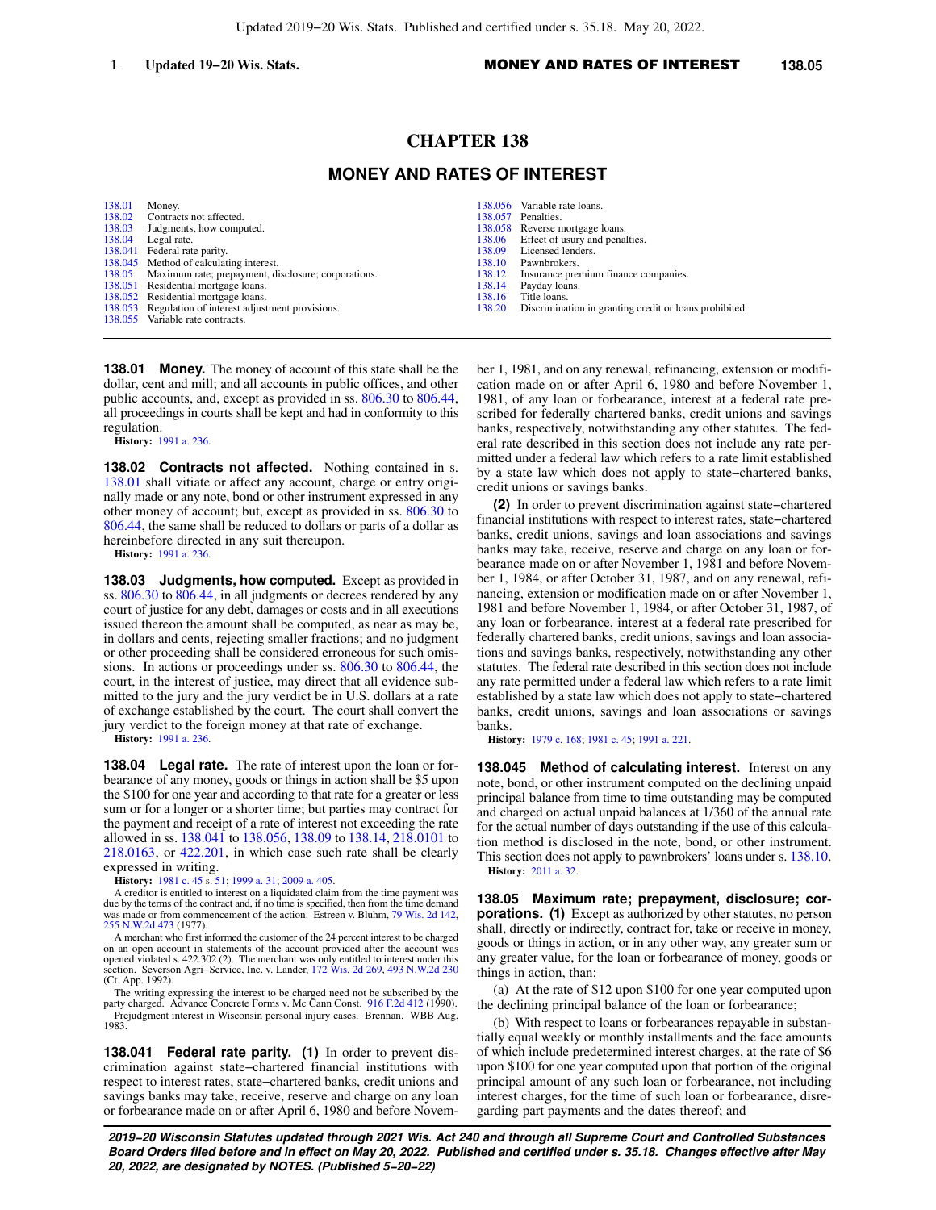# CHAPTER 138

## MONEY AND RATES OF INTEREST

| | | | |
|---|---|---|---|
| 138.01 | Money. | 138.056 | Variable rate loans. |
| 138.02 | Contracts not affected. | 138.057 | Penalties. |
| 138.03 | Judgments, how computed. | 138.058 | Reverse mortgage loans. |
| 138.04 | Legal rate. | 138.06 | Effect of usury and penalties. |
| 138.041 | Federal rate parity. | 138.09 | Licensed lenders. |
| 138.045 | Method of calculating interest. | 138.10 | Pawnbrokers. |
| 138.05 | Maximum rate; prepayment, disclosure; corporations. | 138.12 | Insurance premium finance companies. |
| 138.051 | Residential mortgage loans. | 138.14 | Payday loans. |
| 138.052 | Residential mortgage loans. | 138.16 | Title loans. |
| 138.053 | Regulation of interest adjustment provisions. | 138.20 | Discrimination in granting credit or loans prohibited. |
| 138.055 | Variable rate contracts. | | |

**138.01 Money.** The money of account of this state shall be the dollar, cent and mill; and all accounts in public offices, and other public accounts, and, except as provided in ss. 806.30 to 806.44, all proceedings in courts shall be kept and had in conformity to this regulation.

**History:** 1991 a. 236.

**138.02 Contracts not affected.** Nothing contained in s. 138.01 shall vitiate or affect any account, charge or entry originally made or any note, bond or other instrument expressed in any other money of account; but, except as provided in ss. 806.30 to 806.44, the same shall be reduced to dollars or parts of a dollar as hereinbefore directed in any suit thereupon.

**History:** 1991 a. 236.

**138.03 Judgments, how computed.** Except as provided in ss. 806.30 to 806.44, in all judgments or decrees rendered by any court of justice for any debt, damages or costs and in all executions issued thereon the amount shall be computed, as near as may be, in dollars and cents, rejecting smaller fractions; and no judgment or other proceeding shall be considered erroneous for such omissions. In actions or proceedings under ss. 806.30 to 806.44, the court, in the interest of justice, may direct that all evidence submitted to the jury and the jury verdict be in U.S. dollars at a rate of exchange established by the court. The court shall convert the jury verdict to the foreign money at that rate of exchange.

**History:** 1991 a. 236.

**138.04 Legal rate.** The rate of interest upon the loan or forbearance of any money, goods or things in action shall be $5 upon the $100 for one year and according to that rate for a greater or less sum or for a longer or a shorter time; but parties may contract for the payment and receipt of a rate of interest not exceeding the rate allowed in ss. 138.041 to 138.056, 138.09 to 138.14, 218.0101 to 218.0163, or 422.201, in which case such rate shall be clearly expressed in writing.

**History:** 1981 c. 45 s. 51; 1999 a. 31; 2009 a. 405.

A creditor is entitled to interest on a liquidated claim from the time payment was due by the terms of the contract and, if no time is specified, then from the time demand was made or from commencement of the action. Estreen v. Bluhm, 79 Wis. 2d 142, 255 N.W.2d 473 (1977).

A merchant who first informed the customer of the 24 percent interest to be charged on an open account in statements of the account provided after the account was opened violated s. 422.302 (2). The merchant was only entitled to interest under this section. Severson Agri-Service, Inc. v. Lander, 172 Wis. 2d 269, 493 N.W.2d 230 (Ct. App. 1992).

The writing expressing the interest to be charged need not be subscribed by the party charged. Advance Concrete Forms v. Mc Cann Const. 916 F.2d 412 (1990).

Prejudgment interest in Wisconsin personal injury cases. Brennan. WBB Aug. 1983.

**138.041 Federal rate parity. (1)** In order to prevent discrimination against state-chartered financial institutions with respect to interest rates, state-chartered banks, credit unions and savings banks may take, receive, reserve and charge on any loan or forbearance made on or after April 6, 1980 and before November 1, 1981, and on any renewal, refinancing, extension or modification made on or after April 6, 1980 and before November 1, 1981, of any loan or forbearance, interest at a federal rate prescribed for federally chartered banks, credit unions and savings banks, respectively, notwithstanding any other statutes. The federal rate described in this section does not include any rate permitted under a federal law which refers to a rate limit established by a state law which does not apply to state-chartered banks, credit unions or savings banks.

**(2)** In order to prevent discrimination against state-chartered financial institutions with respect to interest rates, state-chartered banks, credit unions, savings and loan associations and savings banks may take, receive, reserve and charge on any loan or forbearance made on or after November 1, 1981 and before November 1, 1984, or after October 31, 1987, and on any renewal, refinancing, extension or modification made on or after November 1, 1981 and before November 1, 1984, or after October 31, 1987, of any loan or forbearance, interest at a federal rate prescribed for federally chartered banks, credit unions, savings and loan associations and savings banks, respectively, notwithstanding any other statutes. The federal rate described in this section does not include any rate permitted under a federal law which refers to a rate limit established by a state law which does not apply to state-chartered banks, credit unions, savings and loan associations or savings banks.

**History:** 1979 c. 168; 1981 c. 45; 1991 a. 221.

**138.045 Method of calculating interest.** Interest on any note, bond, or other instrument computed on the declining unpaid principal balance from time to time outstanding may be computed and charged on actual unpaid balances at 1/360 of the annual rate for the actual number of days outstanding if the use of this calculation method is disclosed in the note, bond, or other instrument. This section does not apply to pawnbrokers' loans under s. 138.10.

**History:** 2011 a. 32.

**138.05 Maximum rate; prepayment, disclosure; corporations. (1)** Except as authorized by other statutes, no person shall, directly or indirectly, contract for, take or receive in money, goods or things in action, or in any other way, any greater sum or any greater value, for the loan or forbearance of money, goods or things in action, than:

(a) At the rate of $12 upon $100 for one year computed upon the declining principal balance of the loan or forbearance;

(b) With respect to loans or forbearances repayable in substantially equal weekly or monthly installments and the face amounts of which include predetermined interest charges, at the rate of $6 upon $100 for one year computed upon that portion of the original principal amount of any such loan or forbearance, not including interest charges, for the time of such loan or forbearance, disregarding part payments and the dates thereof; and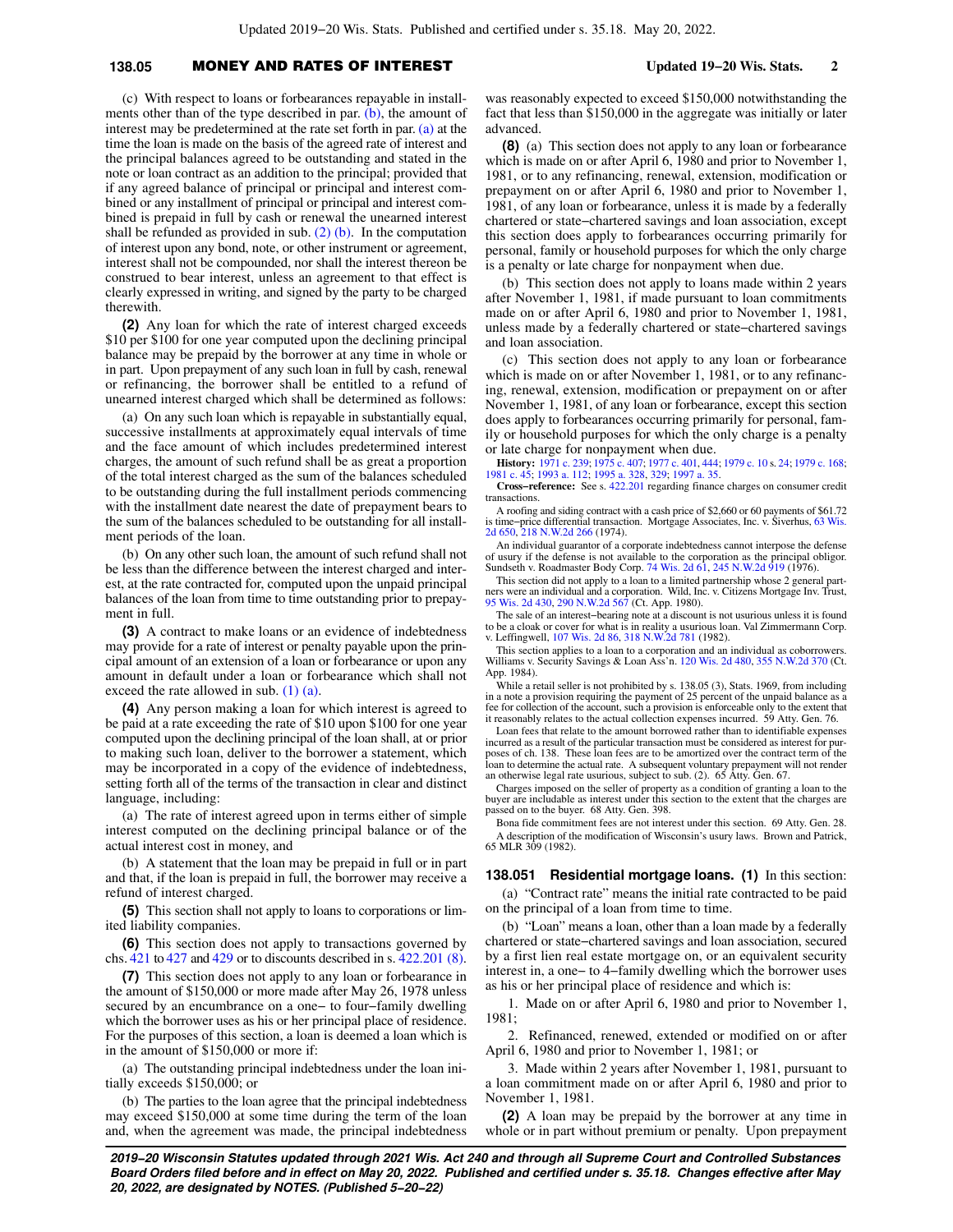(c) With respect to loans or forbearances repayable in installments other than of the type described in par. (b), the amount of interest may be predetermined at the rate set forth in par. (a) at the time the loan is made on the basis of the agreed rate of interest and the principal balances agreed to be outstanding and stated in the note or loan contract as an addition to the principal; provided that if any agreed balance of principal or principal and interest combined or any installment of principal or principal and interest combined is prepaid in full by cash or renewal the unearned interest shall be refunded as provided in sub. (2) (b). In the computation of interest upon any bond, note, or other instrument or agreement, interest shall not be compounded, nor shall the interest thereon be construed to bear interest, unless an agreement to that effect is clearly expressed in writing, and signed by the party to be charged therewith.

**(2)** Any loan for which the rate of interest charged exceeds $10 per $100 for one year computed upon the declining principal balance may be prepaid by the borrower at any time in whole or in part. Upon prepayment of any such loan in full by cash, renewal or refinancing, the borrower shall be entitled to a refund of unearned interest charged which shall be determined as follows:

(a) On any such loan which is repayable in substantially equal, successive installments at approximately equal intervals of time and the face amount of which includes predetermined interest charges, the amount of such refund shall be as great a proportion of the total interest charged as the sum of the balances scheduled to be outstanding during the full installment periods commencing with the installment date nearest the date of prepayment bears to the sum of the balances scheduled to be outstanding for all installment periods of the loan.

(b) On any other such loan, the amount of such refund shall not be less than the difference between the interest charged and interest, at the rate contracted for, computed upon the unpaid principal balances of the loan from time to time outstanding prior to prepayment in full.

**(3)** A contract to make loans or an evidence of indebtedness may provide for a rate of interest or penalty payable upon the principal amount of an extension of a loan or forbearance or upon any amount in default under a loan or forbearance which shall not exceed the rate allowed in sub. (1) (a).

**(4)** Any person making a loan for which interest is agreed to be paid at a rate exceeding the rate of $10 upon $100 for one year computed upon the declining principal of the loan shall, at or prior to making such loan, deliver to the borrower a statement, which may be incorporated in a copy of the evidence of indebtedness, setting forth all of the terms of the transaction in clear and distinct language, including:

(a) The rate of interest agreed upon in terms either of simple interest computed on the declining principal balance or of the actual interest cost in money, and

(b) A statement that the loan may be prepaid in full or in part and that, if the loan is prepaid in full, the borrower may receive a refund of interest charged.

**(5)** This section shall not apply to loans to corporations or limited liability companies.

**(6)** This section does not apply to transactions governed by chs. 421 to 427 and 429 or to discounts described in s. 422.201 (8).

**(7)** This section does not apply to any loan or forbearance in the amount of $150,000 or more made after May 26, 1978 unless secured by an encumbrance on a one− to four−family dwelling which the borrower uses as his or her principal place of residence. For the purposes of this section, a loan is deemed a loan which is in the amount of $150,000 or more if:

(a) The outstanding principal indebtedness under the loan initially exceeds $150,000; or

(b) The parties to the loan agree that the principal indebtedness may exceed $150,000 at some time during the term of the loan and, when the agreement was made, the principal indebtedness was reasonably expected to exceed $150,000 notwithstanding the fact that less than $150,000 in the aggregate was initially or later advanced.

**(8)** (a) This section does not apply to any loan or forbearance which is made on or after April 6, 1980 and prior to November 1, 1981, or to any refinancing, renewal, extension, modification or prepayment on or after April 6, 1980 and prior to November 1, 1981, of any loan or forbearance, unless it is made by a federally chartered or state−chartered savings and loan association, except this section does apply to forbearances occurring primarily for personal, family or household purposes for which the only charge is a penalty or late charge for nonpayment when due.

(b) This section does not apply to loans made within 2 years after November 1, 1981, if made pursuant to loan commitments made on or after April 6, 1980 and prior to November 1, 1981, unless made by a federally chartered or state−chartered savings and loan association.

(c) This section does not apply to any loan or forbearance which is made on or after November 1, 1981, or to any refinancing, renewal, extension, modification or prepayment on or after November 1, 1981, of any loan or forbearance, except this section does apply to forbearances occurring primarily for personal, family or household purposes for which the only charge is a penalty or late charge for nonpayment when due.

**History:** 1971 c. 239; 1975 c. 407; 1977 c. 401, 444; 1979 c. 10 s. 24; 1979 c. 168; 1981 c. 45; 1993 a. 112; 1995 a. 328, 329; 1997 a. 35.

**Cross−reference:** See s. 422.201 regarding finance charges on consumer credit transactions.

A roofing and siding contract with a cash price of $2,660 or 60 payments of $61.72 is time−price differential transaction. Mortgage Associates, Inc. v. Siverhus, 63 Wis. 2d 650, 218 N.W.2d 266 (1974).

An individual guarantor of a corporate indebtedness cannot interpose the defense of usury if the defense is not available to the corporation as the principal obligor. Sundseth v. Roadmaster Body Corp. 74 Wis. 2d 61, 245 N.W.2d 919 (1976).

This section did not apply to a loan to a limited partnership whose 2 general partners were an individual and a corporation. Wild, Inc. v. Citizens Mortgage Inv. Trust, 95 Wis. 2d 430, 290 N.W.2d 567 (Ct. App. 1980).

The sale of an interest−bearing note at a discount is not usurious unless it is found to be a cloak or cover for what is in reality a usurious loan. Val Zimmermann Corp. v. Leffingwell, 107 Wis. 2d 86, 318 N.W.2d 781 (1982).

This section applies to a loan to a corporation and an individual as coborrowers. Williams v. Security Savings & Loan Ass'n. 120 Wis. 2d 480, 355 N.W.2d 370 (Ct. App. 1984).

While a retail seller is not prohibited by s. 138.05 (3), Stats. 1969, from including in a note a provision requiring the payment of 25 percent of the unpaid balance as a fee for collection of the account, such a provision is enforceable only to the extent that it reasonably relates to the actual collection expenses incurred. 59 Atty. Gen. 76.

Loan fees that relate to the amount borrowed rather than to identifiable expenses incurred as a result of the particular transaction must be considered as interest for purposes of ch. 138. These loan fees are to be amortized over the contract term of the loan to determine the actual rate. A subsequent voluntary prepayment will not render an otherwise legal rate usurious, subject to sub. (2). 65 Atty. Gen. 67.

Charges imposed on the seller of property as a condition of granting a loan to the buyer are includable as interest under this section to the extent that the charges are passed on to the buyer. 68 Atty. Gen. 398.

Bona fide commitment fees are not interest under this section. 69 Atty. Gen. 28.

A description of the modification of Wisconsin's usury laws. Brown and Patrick, 65 MLR 309 (1982).

**138.051 Residential mortgage loans.** **(1)** In this section:

(a) "Contract rate" means the initial rate contracted to be paid on the principal of a loan from time to time.

(b) "Loan" means a loan, other than a loan made by a federally chartered or state−chartered savings and loan association, secured by a first lien real estate mortgage on, or an equivalent security interest in, a one− to 4−family dwelling which the borrower uses as his or her principal place of residence and which is:

1. Made on or after April 6, 1980 and prior to November 1, 1981;

2. Refinanced, renewed, extended or modified on or after April 6, 1980 and prior to November 1, 1981; or

3. Made within 2 years after November 1, 1981, pursuant to a loan commitment made on or after April 6, 1980 and prior to November 1, 1981.

**(2)** A loan may be prepaid by the borrower at any time in whole or in part without premium or penalty. Upon prepayment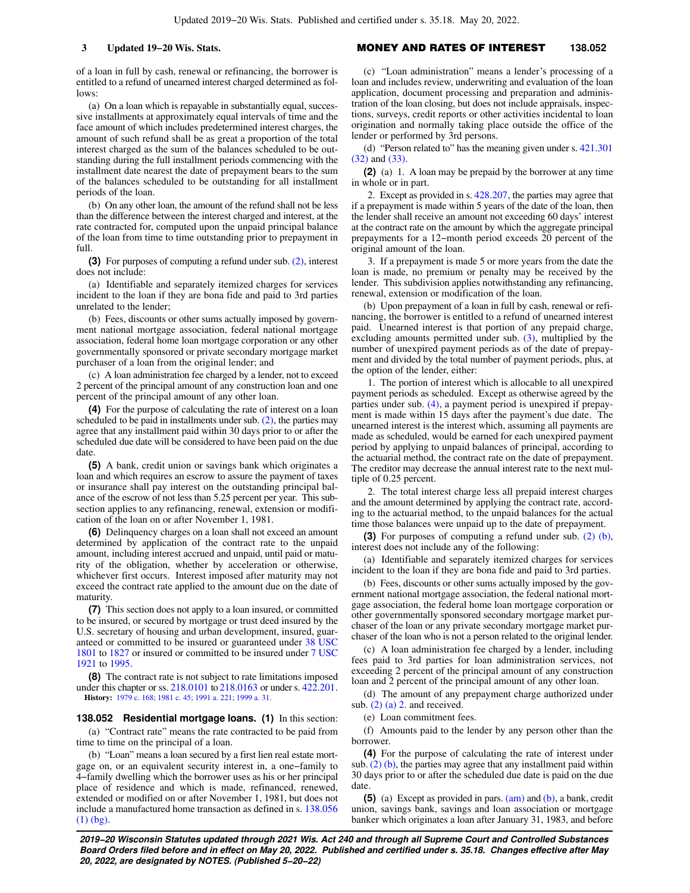of a loan in full by cash, renewal or refinancing, the borrower is entitled to a refund of unearned interest charged determined as follows:

(a) On a loan which is repayable in substantially equal, successive installments at approximately equal intervals of time and the face amount of which includes predetermined interest charges, the amount of such refund shall be as great a proportion of the total interest charged as the sum of the balances scheduled to be outstanding during the full installment periods commencing with the installment date nearest the date of prepayment bears to the sum of the balances scheduled to be outstanding for all installment periods of the loan.

(b) On any other loan, the amount of the refund shall not be less than the difference between the interest charged and interest, at the rate contracted for, computed upon the unpaid principal balance of the loan from time to time outstanding prior to prepayment in full.

**(3)** For purposes of computing a refund under sub. (2), interest does not include:

(a) Identifiable and separately itemized charges for services incident to the loan if they are bona fide and paid to 3rd parties unrelated to the lender;

(b) Fees, discounts or other sums actually imposed by government national mortgage association, federal national mortgage association, federal home loan mortgage corporation or any other governmentally sponsored or private secondary mortgage market purchaser of a loan from the original lender; and

(c) A loan administration fee charged by a lender, not to exceed 2 percent of the principal amount of any construction loan and one percent of the principal amount of any other loan.

**(4)** For the purpose of calculating the rate of interest on a loan scheduled to be paid in installments under sub. (2), the parties may agree that any installment paid within 30 days prior to or after the scheduled due date will be considered to have been paid on the due date.

**(5)** A bank, credit union or savings bank which originates a loan and which requires an escrow to assure the payment of taxes or insurance shall pay interest on the outstanding principal balance of the escrow of not less than 5.25 percent per year. This subsection applies to any refinancing, renewal, extension or modification of the loan on or after November 1, 1981.

**(6)** Delinquency charges on a loan shall not exceed an amount determined by application of the contract rate to the unpaid amount, including interest accrued and unpaid, until paid or maturity of the obligation, whether by acceleration or otherwise, whichever first occurs. Interest imposed after maturity may not exceed the contract rate applied to the amount due on the date of maturity.

**(7)** This section does not apply to a loan insured, or committed to be insured, or secured by mortgage or trust deed insured by the U.S. secretary of housing and urban development, insured, guaranteed or committed to be insured or guaranteed under 38 USC 1801 to 1827 or insured or committed to be insured under 7 USC 1921 to 1995.

**(8)** The contract rate is not subject to rate limitations imposed under this chapter or ss. 218.0101 to 218.0163 or under s. 422.201.

**History:** 1979 c. 168; 1981 c. 45; 1991 a. 221; 1999 a. 31.

## 138.052 Residential mortgage loans.

**(1)** In this section:

(a) "Contract rate" means the rate contracted to be paid from time to time on the principal of a loan.

(b) "Loan" means a loan secured by a first lien real estate mortgage on, or an equivalent security interest in, a one–family to 4–family dwelling which the borrower uses as his or her principal place of residence and which is made, refinanced, renewed, extended or modified on or after November 1, 1981, but does not include a manufactured home transaction as defined in s. 138.056 (1) (bg).

(c) "Loan administration" means a lender's processing of a loan and includes review, underwriting and evaluation of the loan application, document processing and preparation and administration of the loan closing, but does not include appraisals, inspections, surveys, credit reports or other activities incidental to loan origination and normally taking place outside the office of the lender or performed by 3rd persons.

(d) "Person related to" has the meaning given under s. 421.301 (32) and (33).

**(2)** (a) 1. A loan may be prepaid by the borrower at any time in whole or in part.

2. Except as provided in s. 428.207, the parties may agree that if a prepayment is made within 5 years of the date of the loan, then the lender shall receive an amount not exceeding 60 days' interest at the contract rate on the amount by which the aggregate principal prepayments for a 12–month period exceeds 20 percent of the original amount of the loan.

3. If a prepayment is made 5 or more years from the date the loan is made, no premium or penalty may be received by the lender. This subdivision applies notwithstanding any refinancing, renewal, extension or modification of the loan.

(b) Upon prepayment of a loan in full by cash, renewal or refinancing, the borrower is entitled to a refund of unearned interest paid. Unearned interest is that portion of any prepaid charge, excluding amounts permitted under sub. (3), multiplied by the number of unexpired payment periods as of the date of prepayment and divided by the total number of payment periods, plus, at the option of the lender, either:

1. The portion of interest which is allocable to all unexpired payment periods as scheduled. Except as otherwise agreed by the parties under sub. (4), a payment period is unexpired if prepayment is made within 15 days after the payment's due date. The unearned interest is the interest which, assuming all payments are made as scheduled, would be earned for each unexpired payment period by applying to unpaid balances of principal, according to the actuarial method, the contract rate on the date of prepayment. The creditor may decrease the annual interest rate to the next multiple of 0.25 percent.

2. The total interest charge less all prepaid interest charges and the amount determined by applying the contract rate, according to the actuarial method, to the unpaid balances for the actual time those balances were unpaid up to the date of prepayment.

**(3)** For purposes of computing a refund under sub. (2) (b), interest does not include any of the following:

(a) Identifiable and separately itemized charges for services incident to the loan if they are bona fide and paid to 3rd parties.

(b) Fees, discounts or other sums actually imposed by the government national mortgage association, the federal national mortgage association, the federal home loan mortgage corporation or other governmentally sponsored secondary mortgage market purchaser of the loan or any private secondary mortgage market purchaser of the loan who is not a person related to the original lender.

(c) A loan administration fee charged by a lender, including fees paid to 3rd parties for loan administration services, not exceeding 2 percent of the principal amount of any construction loan and 2 percent of the principal amount of any other loan.

(d) The amount of any prepayment charge authorized under sub. (2) (a) 2. and received.

(e) Loan commitment fees.

(f) Amounts paid to the lender by any person other than the borrower.

**(4)** For the purpose of calculating the rate of interest under sub. (2) (b), the parties may agree that any installment paid within 30 days prior to or after the scheduled due date is paid on the due date.

**(5)** (a) Except as provided in pars. (am) and (b), a bank, credit union, savings bank, savings and loan association or mortgage banker which originates a loan after January 31, 1983, and before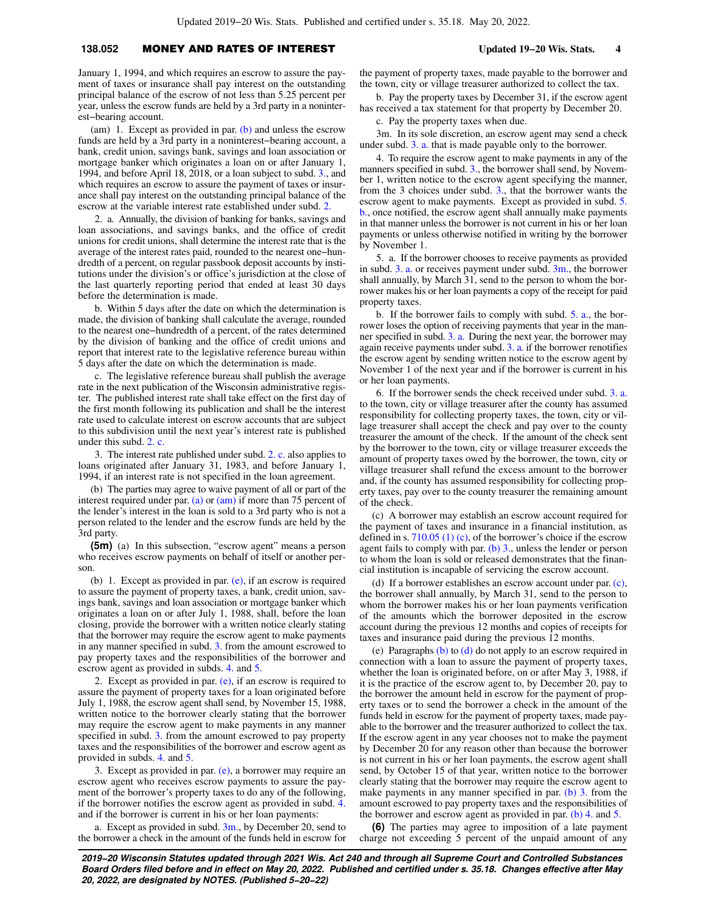January 1, 1994, and which requires an escrow to assure the payment of taxes or insurance shall pay interest on the outstanding principal balance of the escrow of not less than 5.25 percent per year, unless the escrow funds are held by a 3rd party in a noninterest−bearing account.

(am) 1. Except as provided in par. (b) and unless the escrow funds are held by a 3rd party in a noninterest−bearing account, a bank, credit union, savings bank, savings and loan association or mortgage banker which originates a loan on or after January 1, 1994, and before April 18, 2018, or a loan subject to subd. 3., and which requires an escrow to assure the payment of taxes or insurance shall pay interest on the outstanding principal balance of the escrow at the variable interest rate established under subd. 2.

2. a. Annually, the division of banking for banks, savings and loan associations, and savings banks, and the office of credit unions for credit unions, shall determine the interest rate that is the average of the interest rates paid, rounded to the nearest one−hundredth of a percent, on regular passbook deposit accounts by institutions under the division's or office's jurisdiction at the close of the last quarterly reporting period that ended at least 30 days before the determination is made.

b. Within 5 days after the date on which the determination is made, the division of banking shall calculate the average, rounded to the nearest one−hundredth of a percent, of the rates determined by the division of banking and the office of credit unions and report that interest rate to the legislative reference bureau within 5 days after the date on which the determination is made.

c. The legislative reference bureau shall publish the average rate in the next publication of the Wisconsin administrative register. The published interest rate shall take effect on the first day of the first month following its publication and shall be the interest rate used to calculate interest on escrow accounts that are subject to this subdivision until the next year's interest rate is published under this subd. 2. c.

3. The interest rate published under subd. 2. c. also applies to loans originated after January 31, 1983, and before January 1, 1994, if an interest rate is not specified in the loan agreement.

(b) The parties may agree to waive payment of all or part of the interest required under par. (a) or (am) if more than 75 percent of the lender's interest in the loan is sold to a 3rd party who is not a person related to the lender and the escrow funds are held by the 3rd party.

**(5m)** (a) In this subsection, "escrow agent" means a person who receives escrow payments on behalf of itself or another person.

(b) 1. Except as provided in par. (e), if an escrow is required to assure the payment of property taxes, a bank, credit union, savings bank, savings and loan association or mortgage banker which originates a loan on or after July 1, 1988, shall, before the loan closing, provide the borrower with a written notice clearly stating that the borrower may require the escrow agent to make payments in any manner specified in subd. 3. from the amount escrowed to pay property taxes and the responsibilities of the borrower and escrow agent as provided in subds. 4. and 5.

2. Except as provided in par. (e), if an escrow is required to assure the payment of property taxes for a loan originated before July 1, 1988, the escrow agent shall send, by November 15, 1988, written notice to the borrower clearly stating that the borrower may require the escrow agent to make payments in any manner specified in subd. 3. from the amount escrowed to pay property taxes and the responsibilities of the borrower and escrow agent as provided in subds. 4. and 5.

3. Except as provided in par. (e), a borrower may require an escrow agent who receives escrow payments to assure the payment of the borrower's property taxes to do any of the following, if the borrower notifies the escrow agent as provided in subd. 4. and if the borrower is current in his or her loan payments:

a. Except as provided in subd. 3m., by December 20, send to the borrower a check in the amount of the funds held in escrow for the payment of property taxes, made payable to the borrower and the town, city or village treasurer authorized to collect the tax.

b. Pay the property taxes by December 31, if the escrow agent has received a tax statement for that property by December 20.

c. Pay the property taxes when due.

3m. In its sole discretion, an escrow agent may send a check under subd. 3. a. that is made payable only to the borrower.

4. To require the escrow agent to make payments in any of the manners specified in subd. 3., the borrower shall send, by November 1, written notice to the escrow agent specifying the manner, from the 3 choices under subd. 3., that the borrower wants the escrow agent to make payments. Except as provided in subd. 5. b., once notified, the escrow agent shall annually make payments in that manner unless the borrower is not current in his or her loan payments or unless otherwise notified in writing by the borrower by November 1.

5. a. If the borrower chooses to receive payments as provided in subd. 3. a. or receives payment under subd. 3m., the borrower shall annually, by March 31, send to the person to whom the borrower makes his or her loan payments a copy of the receipt for paid property taxes.

b. If the borrower fails to comply with subd. 5. a., the borrower loses the option of receiving payments that year in the manner specified in subd. 3. a. During the next year, the borrower may again receive payments under subd. 3. a. if the borrower renotifies the escrow agent by sending written notice to the escrow agent by November 1 of the next year and if the borrower is current in his or her loan payments.

6. If the borrower sends the check received under subd. 3. a. to the town, city or village treasurer after the county has assumed responsibility for collecting property taxes, the town, city or village treasurer shall accept the check and pay over to the county treasurer the amount of the check. If the amount of the check sent by the borrower to the town, city or village treasurer exceeds the amount of property taxes owed by the borrower, the town, city or village treasurer shall refund the excess amount to the borrower and, if the county has assumed responsibility for collecting property taxes, pay over to the county treasurer the remaining amount of the check.

(c) A borrower may establish an escrow account required for the payment of taxes and insurance in a financial institution, as defined in s. 710.05 (1) (c), of the borrower's choice if the escrow agent fails to comply with par. (b) 3., unless the lender or person to whom the loan is sold or released demonstrates that the financial institution is incapable of servicing the escrow account.

(d) If a borrower establishes an escrow account under par. (c), the borrower shall annually, by March 31, send to the person to whom the borrower makes his or her loan payments verification of the amounts which the borrower deposited in the escrow account during the previous 12 months and copies of receipts for taxes and insurance paid during the previous 12 months.

(e) Paragraphs (b) to (d) do not apply to an escrow required in connection with a loan to assure the payment of property taxes, whether the loan is originated before, on or after May 3, 1988, if it is the practice of the escrow agent to, by December 20, pay to the borrower the amount held in escrow for the payment of property taxes or to send the borrower a check in the amount of the funds held in escrow for the payment of property taxes, made payable to the borrower and the treasurer authorized to collect the tax. If the escrow agent in any year chooses not to make the payment by December 20 for any reason other than because the borrower is not current in his or her loan payments, the escrow agent shall send, by October 15 of that year, written notice to the borrower clearly stating that the borrower may require the escrow agent to make payments in any manner specified in par. (b) 3. from the amount escrowed to pay property taxes and the responsibilities of the borrower and escrow agent as provided in par. (b) 4. and 5.

**(6)** The parties may agree to imposition of a late payment charge not exceeding 5 percent of the unpaid amount of any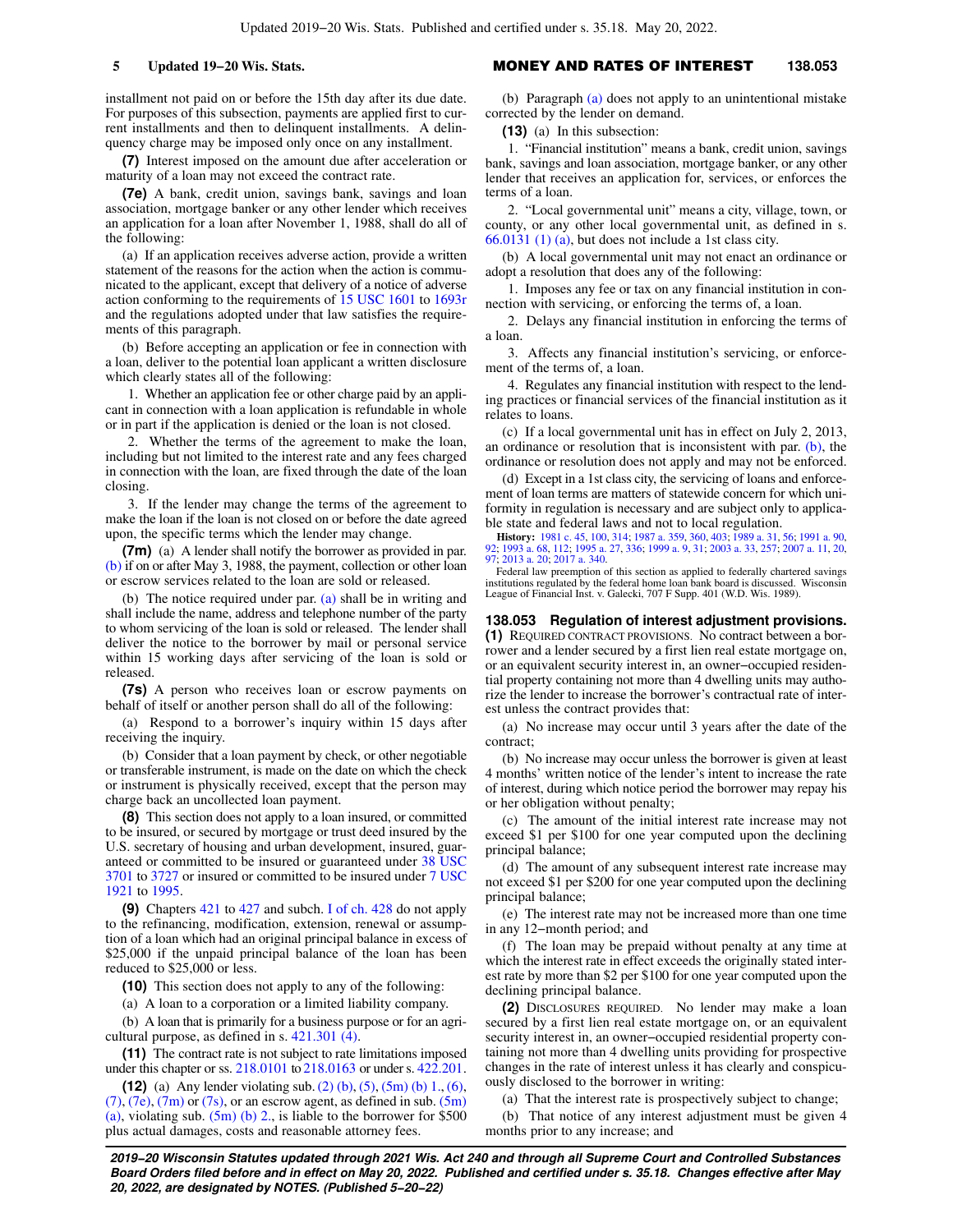installment not paid on or before the 15th day after its due date. For purposes of this subsection, payments are applied first to current installments and then to delinquent installments. A delinquency charge may be imposed only once on any installment.

**(7)** Interest imposed on the amount due after acceleration or maturity of a loan may not exceed the contract rate.

**(7e)** A bank, credit union, savings bank, savings and loan association, mortgage banker or any other lender which receives an application for a loan after November 1, 1988, shall do all of the following:

(a) If an application receives adverse action, provide a written statement of the reasons for the action when the action is communicated to the applicant, except that delivery of a notice of adverse action conforming to the requirements of 15 USC 1601 to 1693r and the regulations adopted under that law satisfies the requirements of this paragraph.

(b) Before accepting an application or fee in connection with a loan, deliver to the potential loan applicant a written disclosure which clearly states all of the following:

1. Whether an application fee or other charge paid by an applicant in connection with a loan application is refundable in whole or in part if the application is denied or the loan is not closed.

2. Whether the terms of the agreement to make the loan, including but not limited to the interest rate and any fees charged in connection with the loan, are fixed through the date of the loan closing.

3. If the lender may change the terms of the agreement to make the loan if the loan is not closed on or before the date agreed upon, the specific terms which the lender may change.

**(7m)** (a) A lender shall notify the borrower as provided in par. (b) if on or after May 3, 1988, the payment, collection or other loan or escrow services related to the loan are sold or released.

(b) The notice required under par. (a) shall be in writing and shall include the name, address and telephone number of the party to whom servicing of the loan is sold or released. The lender shall deliver the notice to the borrower by mail or personal service within 15 working days after servicing of the loan is sold or released.

**(7s)** A person who receives loan or escrow payments on behalf of itself or another person shall do all of the following:

(a) Respond to a borrower's inquiry within 15 days after receiving the inquiry.

(b) Consider that a loan payment by check, or other negotiable or transferable instrument, is made on the date on which the check or instrument is physically received, except that the person may charge back an uncollected loan payment.

**(8)** This section does not apply to a loan insured, or committed to be insured, or secured by mortgage or trust deed insured by the U.S. secretary of housing and urban development, insured, guaranteed or committed to be insured or guaranteed under 38 USC 3701 to 3727 or insured or committed to be insured under 7 USC 1921 to 1995.

**(9)** Chapters 421 to 427 and subch. I of ch. 428 do not apply to the refinancing, modification, extension, renewal or assumption of a loan which had an original principal balance in excess of $25,000 if the unpaid principal balance of the loan has been reduced to $25,000 or less.

**(10)** This section does not apply to any of the following:

(a) A loan to a corporation or a limited liability company.

(b) A loan that is primarily for a business purpose or for an agricultural purpose, as defined in s. 421.301 (4).

**(11)** The contract rate is not subject to rate limitations imposed under this chapter or ss. 218.0101 to 218.0163 or under s. 422.201.

**(12)** (a) Any lender violating sub. (2) (b), (5), (5m) (b) 1., (6), (7), (7e), (7m) or (7s), or an escrow agent, as defined in sub. (5m) (a), violating sub. (5m) (b) 2., is liable to the borrower for $500 plus actual damages, costs and reasonable attorney fees.

(b) Paragraph (a) does not apply to an unintentional mistake corrected by the lender on demand.

**(13)** (a) In this subsection:

1. "Financial institution" means a bank, credit union, savings bank, savings and loan association, mortgage banker, or any other lender that receives an application for, services, or enforces the terms of a loan.

2. "Local governmental unit" means a city, village, town, or county, or any other local governmental unit, as defined in s. 66.0131 (1) (a), but does not include a 1st class city.

(b) A local governmental unit may not enact an ordinance or adopt a resolution that does any of the following:

1. Imposes any fee or tax on any financial institution in connection with servicing, or enforcing the terms of, a loan.

2. Delays any financial institution in enforcing the terms of a loan.

3. Affects any financial institution's servicing, or enforcement of the terms of, a loan.

4. Regulates any financial institution with respect to the lending practices or financial services of the financial institution as it relates to loans.

(c) If a local governmental unit has in effect on July 2, 2013, an ordinance or resolution that is inconsistent with par. (b), the ordinance or resolution does not apply and may not be enforced.

(d) Except in a 1st class city, the servicing of loans and enforcement of loan terms are matters of statewide concern for which uniformity in regulation is necessary and are subject only to applicable state and federal laws and not to local regulation.

**History:** 1981 c. 45, 100, 314; 1987 a. 359, 360, 403; 1989 a. 31, 56; 1991 a. 90, 92; 1993 a. 68, 112; 1995 a. 27, 336; 1999 a. 9, 31; 2003 a. 33, 257; 2007 a. 11, 20, 97; 2013 a. 20; 2017 a. 340.

Federal law preemption of this section as applied to federally chartered savings institutions regulated by the federal home loan bank board is discussed. Wisconsin League of Financial Inst. v. Galecki, 707 F Supp. 401 (W.D. Wis. 1989).

### 138.053 Regulation of interest adjustment provisions.

**(1)** REQUIRED CONTRACT PROVISIONS. No contract between a borrower and a lender secured by a first lien real estate mortgage on, or an equivalent security interest in, an owner-occupied residential property containing not more than 4 dwelling units may authorize the lender to increase the borrower's contractual rate of interest unless the contract provides that:

(a) No increase may occur until 3 years after the date of the contract;

(b) No increase may occur unless the borrower is given at least 4 months' written notice of the lender's intent to increase the rate of interest, during which notice period the borrower may repay his or her obligation without penalty;

(c) The amount of the initial interest rate increase may not exceed $1 per $100 for one year computed upon the declining principal balance;

(d) The amount of any subsequent interest rate increase may not exceed $1 per $200 for one year computed upon the declining principal balance;

(e) The interest rate may not be increased more than one time in any 12-month period; and

(f) The loan may be prepaid without penalty at any time at which the interest rate in effect exceeds the originally stated interest rate by more than $2 per $100 for one year computed upon the declining principal balance.

**(2)** DISCLOSURES REQUIRED. No lender may make a loan secured by a first lien real estate mortgage on, or an equivalent security interest in, an owner-occupied residential property containing not more than 4 dwelling units providing for prospective changes in the rate of interest unless it has clearly and conspicuously disclosed to the borrower in writing:

(a) That the interest rate is prospectively subject to change;

(b) That notice of any interest adjustment must be given 4 months prior to any increase; and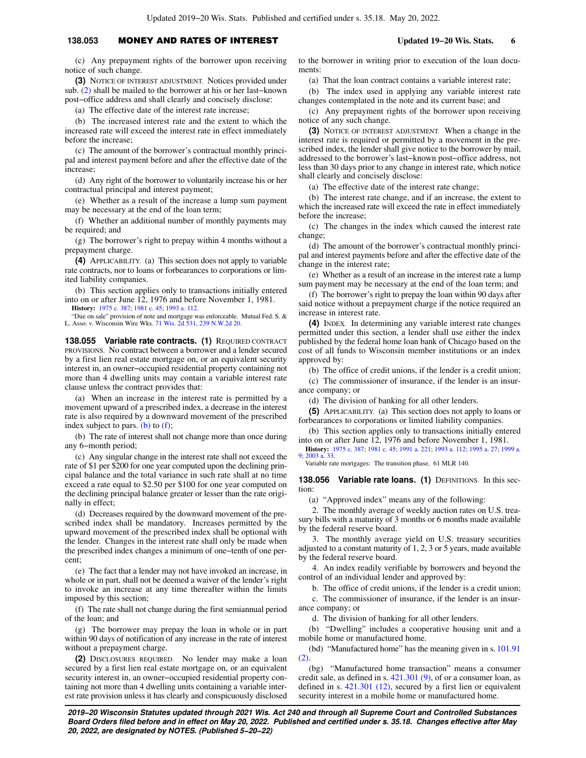(c) Any prepayment rights of the borrower upon receiving notice of such change.

**(3)** NOTICE OF INTEREST ADJUSTMENT. Notices provided under sub. (2) shall be mailed to the borrower at his or her last-known post-office address and shall clearly and concisely disclose:

(a) The effective date of the interest rate increase;

(b) The increased interest rate and the extent to which the increased rate will exceed the interest rate in effect immediately before the increase;

(c) The amount of the borrower's contractual monthly principal and interest payment before and after the effective date of the increase;

(d) Any right of the borrower to voluntarily increase his or her contractual principal and interest payment;

(e) Whether as a result of the increase a lump sum payment may be necessary at the end of the loan term;

(f) Whether an additional number of monthly payments may be required; and

(g) The borrower's right to prepay within 4 months without a prepayment charge.

**(4)** APPLICABILITY. (a) This section does not apply to variable rate contracts, nor to loans or forbearances to corporations or limited liability companies.

(b) This section applies only to transactions initially entered into on or after June 12, 1976 and before November 1, 1981.

**History:** 1975 c. 387; 1981 c. 45; 1993 a. 112.

"Due on sale" provision of note and mortgage was enforceable. Mutual Fed. S. & L. Asso. v. Wisconsin Wire Wks. 71 Wis. 2d 531, 239 N.W.2d 20.

**138.055 Variable rate contracts.** **(1)** REQUIRED CONTRACT PROVISIONS. No contract between a borrower and a lender secured by a first lien real estate mortgage on, or an equivalent security interest in, an owner-occupied residential property containing not more than 4 dwelling units may contain a variable interest rate clause unless the contract provides that:

(a) When an increase in the interest rate is permitted by a movement upward of a prescribed index, a decrease in the interest rate is also required by a downward movement of the prescribed index subject to pars. (b) to (f);

(b) The rate of interest shall not change more than once during any 6-month period;

(c) Any singular change in the interest rate shall not exceed the rate of $1 per $200 for one year computed upon the declining principal balance and the total variance in such rate shall at no time exceed a rate equal to $2.50 per $100 for one year computed on the declining principal balance greater or lesser than the rate originally in effect;

(d) Decreases required by the downward movement of the prescribed index shall be mandatory. Increases permitted by the upward movement of the prescribed index shall be optional with the lender. Changes in the interest rate shall only be made when the prescribed index changes a minimum of one-tenth of one percent;

(e) The fact that a lender may not have invoked an increase, in whole or in part, shall not be deemed a waiver of the lender's right to invoke an increase at any time thereafter within the limits imposed by this section;

(f) The rate shall not change during the first semiannual period of the loan; and

(g) The borrower may prepay the loan in whole or in part within 90 days of notification of any increase in the rate of interest without a prepayment charge.

**(2)** DISCLOSURES REQUIRED. No lender may make a loan secured by a first lien real estate mortgage on, or an equivalent security interest in, an owner-occupied residential property containing not more than 4 dwelling units containing a variable interest rate provision unless it has clearly and conspicuously disclosed to the borrower in writing prior to execution of the loan documents:

(a) That the loan contract contains a variable interest rate;

(b) The index used in applying any variable interest rate changes contemplated in the note and its current base; and

(c) Any prepayment rights of the borrower upon receiving notice of any such change.

**(3)** NOTICE OF INTEREST ADJUSTMENT. When a change in the interest rate is required or permitted by a movement in the prescribed index, the lender shall give notice to the borrower by mail, addressed to the borrower's last-known post-office address, not less than 30 days prior to any change in interest rate, which notice shall clearly and concisely disclose:

(a) The effective date of the interest rate change;

(b) The interest rate change, and if an increase, the extent to which the increased rate will exceed the rate in effect immediately before the increase;

(c) The changes in the index which caused the interest rate change;

(d) The amount of the borrower's contractual monthly principal and interest payments before and after the effective date of the change in the interest rate;

(e) Whether as a result of an increase in the interest rate a lump sum payment may be necessary at the end of the loan term; and

(f) The borrower's right to prepay the loan within 90 days after said notice without a prepayment charge if the notice required an increase in interest rate.

**(4)** INDEX. In determining any variable interest rate changes permitted under this section, a lender shall use either the index published by the federal home loan bank of Chicago based on the cost of all funds to Wisconsin member institutions or an index approved by:

(b) The office of credit unions, if the lender is a credit union;

(c) The commissioner of insurance, if the lender is an insurance company; or

(d) The division of banking for all other lenders.

**(5)** APPLICABILITY. (a) This section does not apply to loans or forbearances to corporations or limited liability companies.

(b) This section applies only to transactions initially entered into on or after June 12, 1976 and before November 1, 1981.

**History:** 1975 c. 387; 1981 c. 45; 1991 a. 221; 1993 a. 112; 1995 a. 27; 1999 a. 9; 2003 a. 33.

Variable rate mortgages: The transition phase. 61 MLR 140.

**138.056 Variable rate loans.** **(1)** DEFINITIONS. In this section:

(a) "Approved index" means any of the following:

2. The monthly average of weekly auction rates on U.S. treasury bills with a maturity of 3 months or 6 months made available by the federal reserve board.

3. The monthly average yield on U.S. treasury securities adjusted to a constant maturity of 1, 2, 3 or 5 years, made available by the federal reserve board.

4. An index readily verifiable by borrowers and beyond the control of an individual lender and approved by:

b. The office of credit unions, if the lender is a credit union;

c. The commissioner of insurance, if the lender is an insurance company; or

d. The division of banking for all other lenders.

(b) "Dwelling" includes a cooperative housing unit and a mobile home or manufactured home.

(bd) "Manufactured home" has the meaning given in s. 101.91 (2).

(bg) "Manufactured home transaction" means a consumer credit sale, as defined in s. 421.301 (9), of or a consumer loan, as defined in s. 421.301 (12), secured by a first lien or equivalent security interest in a mobile home or manufactured home.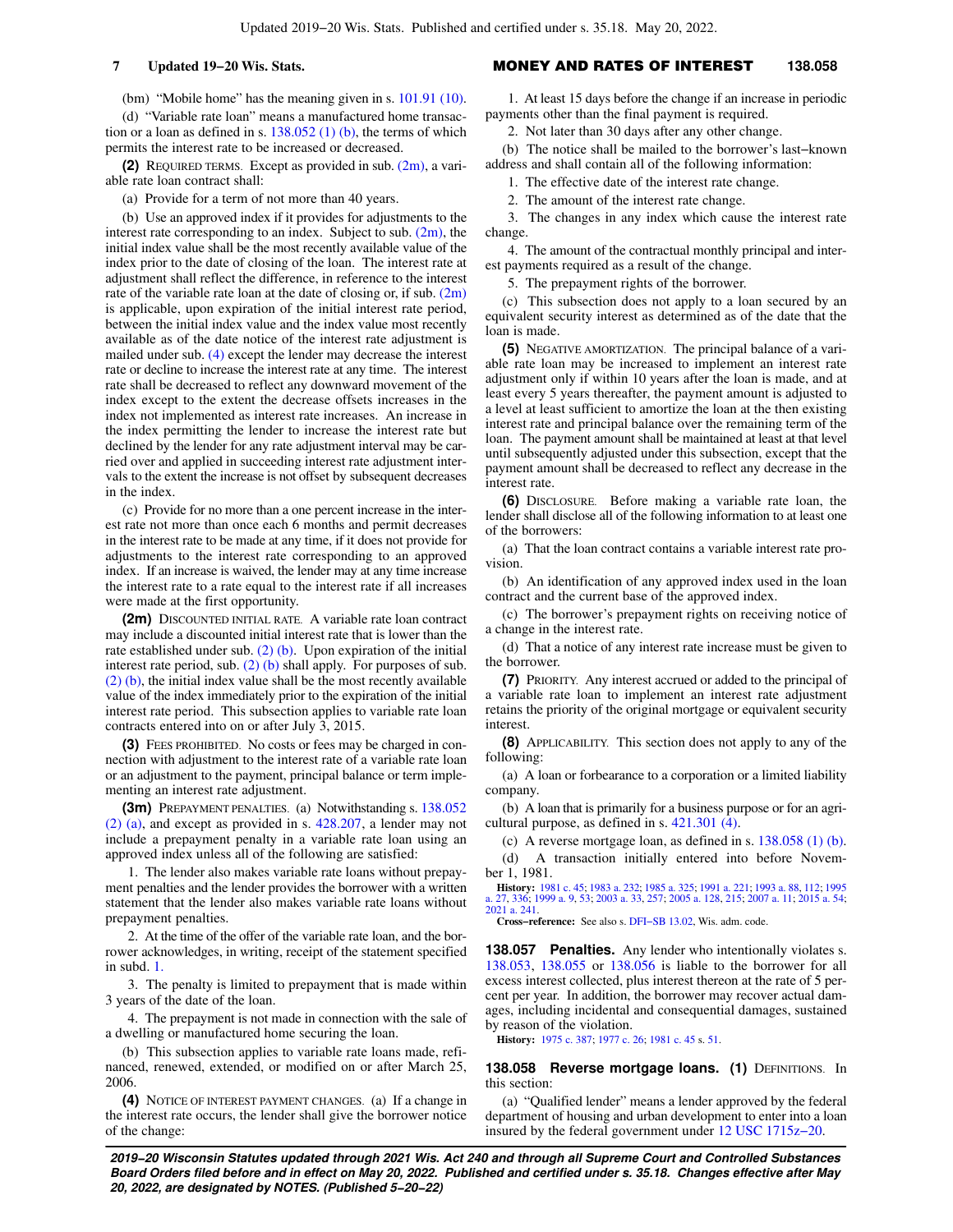(bm) "Mobile home" has the meaning given in s. 101.91 (10).

(d) "Variable rate loan" means a manufactured home transaction or a loan as defined in s. 138.052 (1) (b), the terms of which permits the interest rate to be increased or decreased.

**(2)** REQUIRED TERMS. Except as provided in sub. (2m), a variable rate loan contract shall:

(a) Provide for a term of not more than 40 years.

(b) Use an approved index if it provides for adjustments to the interest rate corresponding to an index. Subject to sub. (2m), the initial index value shall be the most recently available value of the index prior to the date of closing of the loan. The interest rate at adjustment shall reflect the difference, in reference to the interest rate of the variable rate loan at the date of closing or, if sub. (2m) is applicable, upon expiration of the initial interest rate period, between the initial index value and the index value most recently available as of the date notice of the interest rate adjustment is mailed under sub. (4) except the lender may decrease the interest rate or decline to increase the interest rate at any time. The interest rate shall be decreased to reflect any downward movement of the index except to the extent the decrease offsets increases in the index not implemented as interest rate increases. An increase in the index permitting the lender to increase the interest rate but declined by the lender for any rate adjustment interval may be carried over and applied in succeeding interest rate adjustment intervals to the extent the increase is not offset by subsequent decreases in the index.

(c) Provide for no more than a one percent increase in the interest rate not more than once each 6 months and permit decreases in the interest rate to be made at any time, if it does not provide for adjustments to the interest rate corresponding to an approved index. If an increase is waived, the lender may at any time increase the interest rate to a rate equal to the interest rate if all increases were made at the first opportunity.

**(2m)** DISCOUNTED INITIAL RATE. A variable rate loan contract may include a discounted initial interest rate that is lower than the rate established under sub. (2) (b). Upon expiration of the initial interest rate period, sub. (2) (b) shall apply. For purposes of sub. (2) (b), the initial index value shall be the most recently available value of the index immediately prior to the expiration of the initial interest rate period. This subsection applies to variable rate loan contracts entered into on or after July 3, 2015.

**(3)** FEES PROHIBITED. No costs or fees may be charged in connection with adjustment to the interest rate of a variable rate loan or an adjustment to the payment, principal balance or term implementing an interest rate adjustment.

**(3m)** PREPAYMENT PENALTIES. (a) Notwithstanding s. 138.052 (2) (a), and except as provided in s. 428.207, a lender may not include a prepayment penalty in a variable rate loan using an approved index unless all of the following are satisfied:

1. The lender also makes variable rate loans without prepayment penalties and the lender provides the borrower with a written statement that the lender also makes variable rate loans without prepayment penalties.

2. At the time of the offer of the variable rate loan, and the borrower acknowledges, in writing, receipt of the statement specified in subd. 1.

3. The penalty is limited to prepayment that is made within 3 years of the date of the loan.

4. The prepayment is not made in connection with the sale of a dwelling or manufactured home securing the loan.

(b) This subsection applies to variable rate loans made, refinanced, renewed, extended, or modified on or after March 25, 2006.

**(4)** NOTICE OF INTEREST PAYMENT CHANGES. (a) If a change in the interest rate occurs, the lender shall give the borrower notice of the change:

1. At least 15 days before the change if an increase in periodic payments other than the final payment is required.

2. Not later than 30 days after any other change.

(b) The notice shall be mailed to the borrower's last-known address and shall contain all of the following information:

1. The effective date of the interest rate change.

2. The amount of the interest rate change.

3. The changes in any index which cause the interest rate change.

4. The amount of the contractual monthly principal and interest payments required as a result of the change.

5. The prepayment rights of the borrower.

(c) This subsection does not apply to a loan secured by an equivalent security interest as determined as of the date that the loan is made.

**(5)** NEGATIVE AMORTIZATION. The principal balance of a variable rate loan may be increased to implement an interest rate adjustment only if within 10 years after the loan is made, and at least every 5 years thereafter, the payment amount is adjusted to a level at least sufficient to amortize the loan at the then existing interest rate and principal balance over the remaining term of the loan. The payment amount shall be maintained at least at that level until subsequently adjusted under this subsection, except that the payment amount shall be decreased to reflect any decrease in the interest rate.

**(6)** DISCLOSURE. Before making a variable rate loan, the lender shall disclose all of the following information to at least one of the borrowers:

(a) That the loan contract contains a variable interest rate provision.

(b) An identification of any approved index used in the loan contract and the current base of the approved index.

(c) The borrower's prepayment rights on receiving notice of a change in the interest rate.

(d) That a notice of any interest rate increase must be given to the borrower.

**(7)** PRIORITY. Any interest accrued or added to the principal of a variable rate loan to implement an interest rate adjustment retains the priority of the original mortgage or equivalent security interest.

**(8)** APPLICABILITY. This section does not apply to any of the following:

(a) A loan or forbearance to a corporation or a limited liability company.

(b) A loan that is primarily for a business purpose or for an agricultural purpose, as defined in s. 421.301 (4).

(c) A reverse mortgage loan, as defined in s. 138.058 (1) (b).

(d) A transaction initially entered into before November 1, 1981.

**History:** 1981 c. 45; 1983 a. 232; 1985 a. 325; 1991 a. 221; 1993 a. 88, 112; 1995 a. 27, 336; 1999 a. 9, 53; 2003 a. 33, 257; 2005 a. 128, 215; 2007 a. 11; 2015 a. 54; 2021 a. 241.

**Cross-reference:** See also s. DFI-SB 13.02, Wis. adm. code.

**138.057 Penalties.** Any lender who intentionally violates s. 138.053, 138.055 or 138.056 is liable to the borrower for all excess interest collected, plus interest thereon at the rate of 5 percent per year. In addition, the borrower may recover actual damages, including incidental and consequential damages, sustained by reason of the violation.

**History:** 1975 c. 387; 1977 c. 26; 1981 c. 45 s. 51.

**138.058 Reverse mortgage loans. (1)** DEFINITIONS. In this section:

(a) "Qualified lender" means a lender approved by the federal department of housing and urban development to enter into a loan insured by the federal government under 12 USC 1715z-20.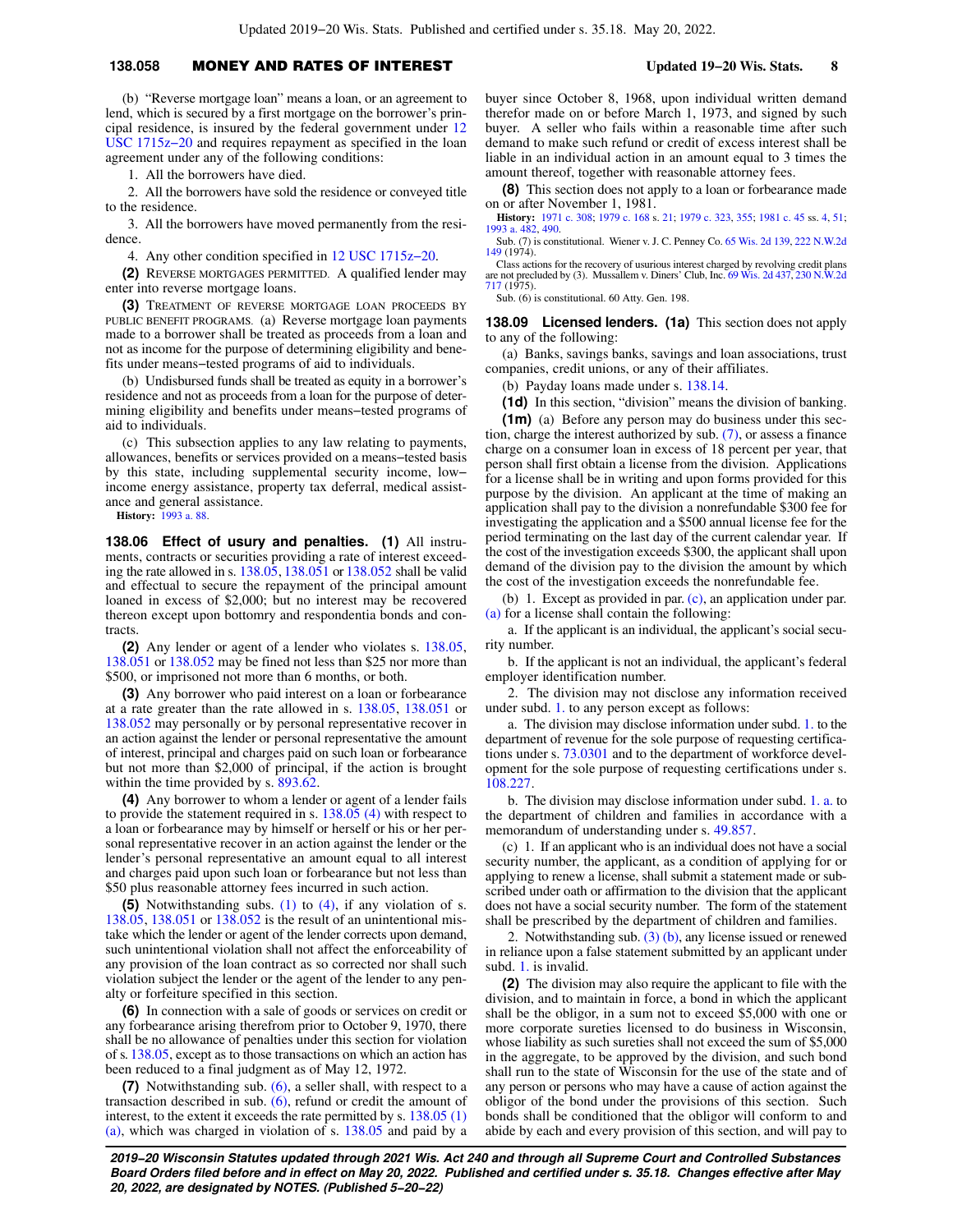(b) "Reverse mortgage loan" means a loan, or an agreement to lend, which is secured by a first mortgage on the borrower's principal residence, is insured by the federal government under 12 USC 1715z−20 and requires repayment as specified in the loan agreement under any of the following conditions:

1. All the borrowers have died.

2. All the borrowers have sold the residence or conveyed title to the residence.

3. All the borrowers have moved permanently from the residence.

4. Any other condition specified in 12 USC 1715z−20.

**(2)** REVERSE MORTGAGES PERMITTED. A qualified lender may enter into reverse mortgage loans.

**(3)** TREATMENT OF REVERSE MORTGAGE LOAN PROCEEDS BY PUBLIC BENEFIT PROGRAMS. (a) Reverse mortgage loan payments made to a borrower shall be treated as proceeds from a loan and not as income for the purpose of determining eligibility and benefits under means−tested programs of aid to individuals.

(b) Undisbursed funds shall be treated as equity in a borrower's residence and not as proceeds from a loan for the purpose of determining eligibility and benefits under means−tested programs of aid to individuals.

(c) This subsection applies to any law relating to payments, allowances, benefits or services provided on a means−tested basis by this state, including supplemental security income, low−income energy assistance, property tax deferral, medical assistance and general assistance.

**History:** 1993 a. 88.

**138.06 Effect of usury and penalties. (1)** All instruments, contracts or securities providing a rate of interest exceeding the rate allowed in s. 138.05, 138.051 or 138.052 shall be valid and effectual to secure the repayment of the principal amount loaned in excess of $2,000; but no interest may be recovered thereon except upon bottomry and respondentia bonds and contracts.

**(2)** Any lender or agent of a lender who violates s. 138.05, 138.051 or 138.052 may be fined not less than $25 nor more than $500, or imprisoned not more than 6 months, or both.

**(3)** Any borrower who paid interest on a loan or forbearance at a rate greater than the rate allowed in s. 138.05, 138.051 or 138.052 may personally or by personal representative recover in an action against the lender or personal representative the amount of interest, principal and charges paid on such loan or forbearance but not more than $2,000 of principal, if the action is brought within the time provided by s. 893.62.

**(4)** Any borrower to whom a lender or agent of a lender fails to provide the statement required in s. 138.05 (4) with respect to a loan or forbearance may by himself or herself or his or her personal representative recover in an action against the lender or the lender's personal representative an amount equal to all interest and charges paid upon such loan or forbearance but not less than $50 plus reasonable attorney fees incurred in such action.

**(5)** Notwithstanding subs. (1) to (4), if any violation of s. 138.05, 138.051 or 138.052 is the result of an unintentional mistake which the lender or agent of the lender corrects upon demand, such unintentional violation shall not affect the enforceability of any provision of the loan contract as so corrected nor shall such violation subject the lender or the agent of the lender to any penalty or forfeiture specified in this section.

**(6)** In connection with a sale of goods or services on credit or any forbearance arising therefrom prior to October 9, 1970, there shall be no allowance of penalties under this section for violation of s. 138.05, except as to those transactions on which an action has been reduced to a final judgment as of May 12, 1972.

**(7)** Notwithstanding sub. (6), a seller shall, with respect to a transaction described in sub. (6), refund or credit the amount of interest, to the extent it exceeds the rate permitted by s. 138.05 (1) (a), which was charged in violation of s. 138.05 and paid by a buyer since October 8, 1968, upon individual written demand therefor made on or before March 1, 1973, and signed by such buyer. A seller who fails within a reasonable time after such demand to make such refund or credit of excess interest shall be liable in an individual action in an amount equal to 3 times the amount thereof, together with reasonable attorney fees.

**(8)** This section does not apply to a loan or forbearance made on or after November 1, 1981.

**History:** 1971 c. 308; 1979 c. 168 s. 21; 1979 c. 323, 355; 1981 c. 45 ss. 4, 51; 1993 a. 482, 490.

Sub. (7) is constitutional. Wiener v. J. C. Penney Co. 65 Wis. 2d 139, 222 N.W.2d 149 (1974).

Class actions for the recovery of usurious interest charged by revolving credit plans are not precluded by (3). Mussallem v. Diners' Club, Inc. 69 Wis. 2d 437, 230 N.W.2d 717 (1975).

Sub. (6) is constitutional. 60 Atty. Gen. 198.

**138.09 Licensed lenders. (1a)** This section does not apply to any of the following:

(a) Banks, savings banks, savings and loan associations, trust companies, credit unions, or any of their affiliates.

(b) Payday loans made under s. 138.14.

**(1d)** In this section, "division" means the division of banking.

**(1m)** (a) Before any person may do business under this section, charge the interest authorized by sub. (7), or assess a finance charge on a consumer loan in excess of 18 percent per year, that person shall first obtain a license from the division. Applications for a license shall be in writing and upon forms provided for this purpose by the division. An applicant at the time of making an application shall pay to the division a nonrefundable $300 fee for investigating the application and a $500 annual license fee for the period terminating on the last day of the current calendar year. If the cost of the investigation exceeds $300, the applicant shall upon demand of the division pay to the division the amount by which the cost of the investigation exceeds the nonrefundable fee.

(b) 1. Except as provided in par. (c), an application under par. (a) for a license shall contain the following:

a. If the applicant is an individual, the applicant's social security number.

b. If the applicant is not an individual, the applicant's federal employer identification number.

2. The division may not disclose any information received under subd. 1. to any person except as follows:

a. The division may disclose information under subd. 1. to the department of revenue for the sole purpose of requesting certifications under s. 73.0301 and to the department of workforce development for the sole purpose of requesting certifications under s. 108.227.

b. The division may disclose information under subd. 1. a. to the department of children and families in accordance with a memorandum of understanding under s. 49.857.

(c) 1. If an applicant who is an individual does not have a social security number, the applicant, as a condition of applying for or applying to renew a license, shall submit a statement made or subscribed under oath or affirmation to the division that the applicant does not have a social security number. The form of the statement shall be prescribed by the department of children and families.

2. Notwithstanding sub. (3) (b), any license issued or renewed in reliance upon a false statement submitted by an applicant under subd. 1. is invalid.

**(2)** The division may also require the applicant to file with the division, and to maintain in force, a bond in which the applicant shall be the obligor, in a sum not to exceed $5,000 with one or more corporate sureties licensed to do business in Wisconsin, whose liability as such sureties shall not exceed the sum of $5,000 in the aggregate, to be approved by the division, and such bond shall run to the state of Wisconsin for the use of the state and of any person or persons who may have a cause of action against the obligor of the bond under the provisions of this section. Such bonds shall be conditioned that the obligor will conform to and abide by each and every provision of this section, and will pay to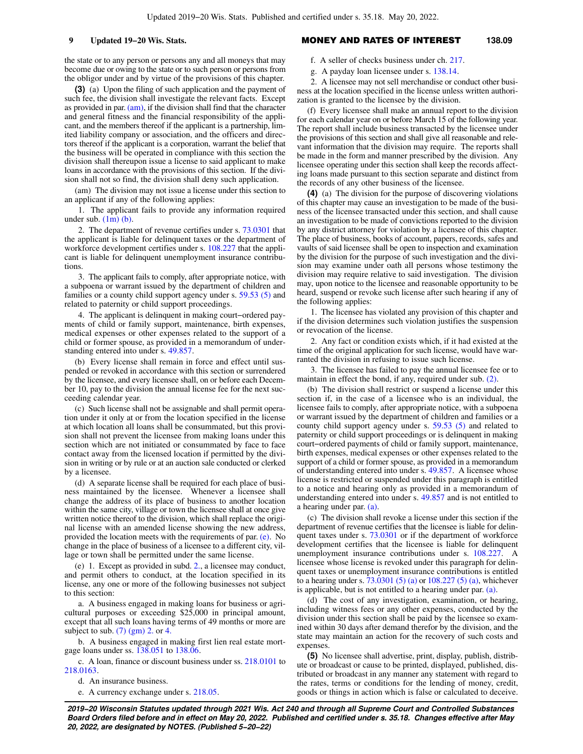the state or to any person or persons any and all moneys that may become due or owing to the state or to such person or persons from the obligor under and by virtue of the provisions of this chapter.

**(3)** (a) Upon the filing of such application and the payment of such fee, the division shall investigate the relevant facts. Except as provided in par. (am), if the division shall find that the character and general fitness and the financial responsibility of the applicant, and the members thereof if the applicant is a partnership, limited liability company or association, and the officers and directors thereof if the applicant is a corporation, warrant the belief that the business will be operated in compliance with this section the division shall thereupon issue a license to said applicant to make loans in accordance with the provisions of this section. If the division shall not so find, the division shall deny such application.

(am) The division may not issue a license under this section to an applicant if any of the following applies:

1. The applicant fails to provide any information required under sub. (1m) (b).

2. The department of revenue certifies under s. 73.0301 that the applicant is liable for delinquent taxes or the department of workforce development certifies under s. 108.227 that the applicant is liable for delinquent unemployment insurance contributions.

3. The applicant fails to comply, after appropriate notice, with a subpoena or warrant issued by the department of children and families or a county child support agency under s. 59.53 (5) and related to paternity or child support proceedings.

4. The applicant is delinquent in making court−ordered payments of child or family support, maintenance, birth expenses, medical expenses or other expenses related to the support of a child or former spouse, as provided in a memorandum of understanding entered into under s. 49.857.

(b) Every license shall remain in force and effect until suspended or revoked in accordance with this section or surrendered by the licensee, and every licensee shall, on or before each December 10, pay to the division the annual license fee for the next succeeding calendar year.

(c) Such license shall not be assignable and shall permit operation under it only at or from the location specified in the license at which location all loans shall be consummated, but this provision shall not prevent the licensee from making loans under this section which are not initiated or consummated by face to face contact away from the licensed location if permitted by the division in writing or by rule or at an auction sale conducted or clerked by a licensee.

(d) A separate license shall be required for each place of business maintained by the licensee. Whenever a licensee shall change the address of its place of business to another location within the same city, village or town the licensee shall at once give written notice thereof to the division, which shall replace the original license with an amended license showing the new address, provided the location meets with the requirements of par. (e). No change in the place of business of a licensee to a different city, village or town shall be permitted under the same license.

(e) 1. Except as provided in subd. 2., a licensee may conduct, and permit others to conduct, at the location specified in its license, any one or more of the following businesses not subject to this section:

a. A business engaged in making loans for business or agricultural purposes or exceeding $25,000 in principal amount, except that all such loans having terms of 49 months or more are subject to sub. (7) (gm) 2. or 4.

b. A business engaged in making first lien real estate mortgage loans under ss. 138.051 to 138.06.

c. A loan, finance or discount business under ss. 218.0101 to 218.0163.

d. An insurance business.

e. A currency exchange under s. 218.05.

f. A seller of checks business under ch. 217.

g. A payday loan licensee under s. 138.14.

2. A licensee may not sell merchandise or conduct other business at the location specified in the license unless written authorization is granted to the licensee by the division.

(f) Every licensee shall make an annual report to the division for each calendar year on or before March 15 of the following year. The report shall include business transacted by the licensee under the provisions of this section and shall give all reasonable and relevant information that the division may require. The reports shall be made in the form and manner prescribed by the division. Any licensee operating under this section shall keep the records affecting loans made pursuant to this section separate and distinct from the records of any other business of the licensee.

**(4)** (a) The division for the purpose of discovering violations of this chapter may cause an investigation to be made of the business of the licensee transacted under this section, and shall cause an investigation to be made of convictions reported to the division by any district attorney for violation by a licensee of this chapter. The place of business, books of account, papers, records, safes and vaults of said licensee shall be open to inspection and examination by the division for the purpose of such investigation and the division may examine under oath all persons whose testimony the division may require relative to said investigation. The division may, upon notice to the licensee and reasonable opportunity to be heard, suspend or revoke such license after such hearing if any of the following applies:

1. The licensee has violated any provision of this chapter and if the division determines such violation justifies the suspension or revocation of the license.

2. Any fact or condition exists which, if it had existed at the time of the original application for such license, would have warranted the division in refusing to issue such license.

3. The licensee has failed to pay the annual licensee fee or to maintain in effect the bond, if any, required under sub. (2).

(b) The division shall restrict or suspend a license under this section if, in the case of a licensee who is an individual, the licensee fails to comply, after appropriate notice, with a subpoena or warrant issued by the department of children and families or a county child support agency under s. 59.53 (5) and related to paternity or child support proceedings or is delinquent in making court−ordered payments of child or family support, maintenance, birth expenses, medical expenses or other expenses related to the support of a child or former spouse, as provided in a memorandum of understanding entered into under s. 49.857. A licensee whose license is restricted or suspended under this paragraph is entitled to a notice and hearing only as provided in a memorandum of understanding entered into under s. 49.857 and is not entitled to a hearing under par. (a).

(c) The division shall revoke a license under this section if the department of revenue certifies that the licensee is liable for delinquent taxes under s. 73.0301 or if the department of workforce development certifies that the licensee is liable for delinquent unemployment insurance contributions under s. 108.227. A licensee whose license is revoked under this paragraph for delinquent taxes or unemployment insurance contributions is entitled to a hearing under s. 73.0301 (5) (a) or 108.227 (5) (a), whichever is applicable, but is not entitled to a hearing under par. (a).

(d) The cost of any investigation, examination, or hearing, including witness fees or any other expenses, conducted by the division under this section shall be paid by the licensee so examined within 30 days after demand therefor by the division, and the state may maintain an action for the recovery of such costs and expenses.

**(5)** No licensee shall advertise, print, display, publish, distribute or broadcast or cause to be printed, displayed, published, distributed or broadcast in any manner any statement with regard to the rates, terms or conditions for the lending of money, credit, goods or things in action which is false or calculated to deceive.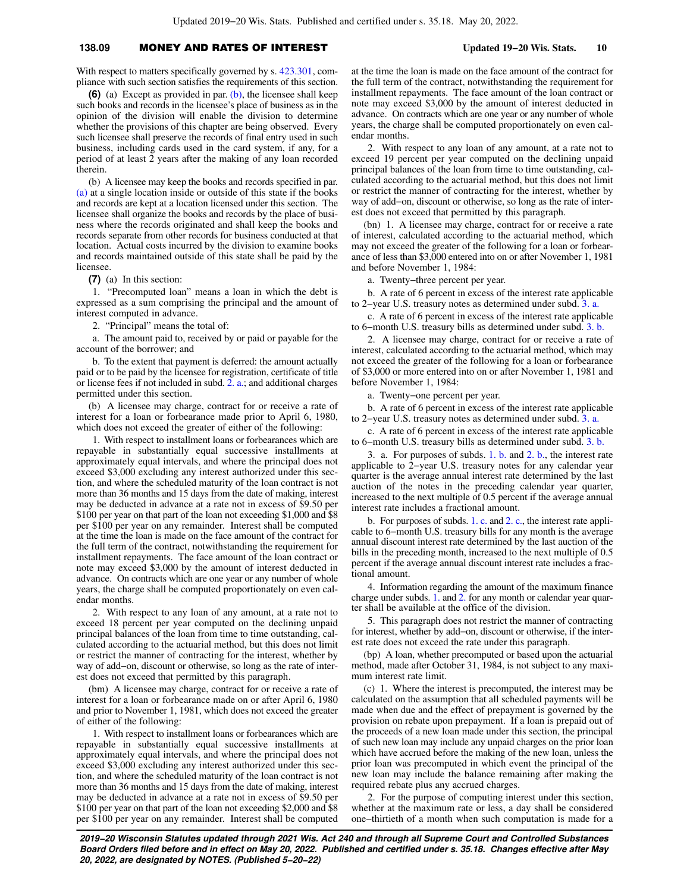With respect to matters specifically governed by s. 423.301, compliance with such section satisfies the requirements of this section.

**(6)** (a) Except as provided in par. (b), the licensee shall keep such books and records in the licensee's place of business as in the opinion of the division will enable the division to determine whether the provisions of this chapter are being observed. Every such licensee shall preserve the records of final entry used in such business, including cards used in the card system, if any, for a period of at least 2 years after the making of any loan recorded therein.

(b) A licensee may keep the books and records specified in par. (a) at a single location inside or outside of this state if the books and records are kept at a location licensed under this section. The licensee shall organize the books and records by the place of business where the records originated and shall keep the books and records separate from other records for business conducted at that location. Actual costs incurred by the division to examine books and records maintained outside of this state shall be paid by the licensee.

**(7)** (a) In this section:

1. "Precomputed loan" means a loan in which the debt is expressed as a sum comprising the principal and the amount of interest computed in advance.

2. "Principal" means the total of:

a. The amount paid to, received by or paid or payable for the account of the borrower; and

b. To the extent that payment is deferred: the amount actually paid or to be paid by the licensee for registration, certificate of title or license fees if not included in subd. 2. a.; and additional charges permitted under this section.

(b) A licensee may charge, contract for or receive a rate of interest for a loan or forbearance made prior to April 6, 1980, which does not exceed the greater of either of the following:

1. With respect to installment loans or forbearances which are repayable in substantially equal successive installments at approximately equal intervals, and where the principal does not exceed $3,000 excluding any interest authorized under this section, and where the scheduled maturity of the loan contract is not more than 36 months and 15 days from the date of making, interest may be deducted in advance at a rate not in excess of $9.50 per $100 per year on that part of the loan not exceeding $1,000 and $8 per $100 per year on any remainder. Interest shall be computed at the time the loan is made on the face amount of the contract for the full term of the contract, notwithstanding the requirement for installment repayments. The face amount of the loan contract or note may exceed $3,000 by the amount of interest deducted in advance. On contracts which are one year or any number of whole years, the charge shall be computed proportionately on even calendar months.

2. With respect to any loan of any amount, at a rate not to exceed 18 percent per year computed on the declining unpaid principal balances of the loan from time to time outstanding, calculated according to the actuarial method, but this does not limit or restrict the manner of contracting for the interest, whether by way of add−on, discount or otherwise, so long as the rate of interest does not exceed that permitted by this paragraph.

(bm) A licensee may charge, contract for or receive a rate of interest for a loan or forbearance made on or after April 6, 1980 and prior to November 1, 1981, which does not exceed the greater of either of the following:

1. With respect to installment loans or forbearances which are repayable in substantially equal successive installments at approximately equal intervals, and where the principal does not exceed $3,000 excluding any interest authorized under this section, and where the scheduled maturity of the loan contract is not more than 36 months and 15 days from the date of making, interest may be deducted in advance at a rate not in excess of $9.50 per $100 per year on that part of the loan not exceeding $2,000 and $8 per $100 per year on any remainder. Interest shall be computed at the time the loan is made on the face amount of the contract for the full term of the contract, notwithstanding the requirement for installment repayments. The face amount of the loan contract or note may exceed $3,000 by the amount of interest deducted in advance. On contracts which are one year or any number of whole years, the charge shall be computed proportionately on even calendar months.

2. With respect to any loan of any amount, at a rate not to exceed 19 percent per year computed on the declining unpaid principal balances of the loan from time to time outstanding, calculated according to the actuarial method, but this does not limit or restrict the manner of contracting for the interest, whether by way of add−on, discount or otherwise, so long as the rate of interest does not exceed that permitted by this paragraph.

(bn) 1. A licensee may charge, contract for or receive a rate of interest, calculated according to the actuarial method, which may not exceed the greater of the following for a loan or forbearance of less than $3,000 entered into on or after November 1, 1981 and before November 1, 1984:

a. Twenty−three percent per year.

b. A rate of 6 percent in excess of the interest rate applicable to 2−year U.S. treasury notes as determined under subd. 3. a.

c. A rate of 6 percent in excess of the interest rate applicable to 6−month U.S. treasury bills as determined under subd. 3. b.

2. A licensee may charge, contract for or receive a rate of interest, calculated according to the actuarial method, which may not exceed the greater of the following for a loan or forbearance of $3,000 or more entered into on or after November 1, 1981 and before November 1, 1984:

a. Twenty−one percent per year.

b. A rate of 6 percent in excess of the interest rate applicable to 2−year U.S. treasury notes as determined under subd. 3. a.

c. A rate of 6 percent in excess of the interest rate applicable to 6−month U.S. treasury bills as determined under subd. 3. b.

3. a. For purposes of subds. 1. b. and 2. b., the interest rate applicable to 2−year U.S. treasury notes for any calendar year quarter is the average annual interest rate determined by the last auction of the notes in the preceding calendar year quarter, increased to the next multiple of 0.5 percent if the average annual interest rate includes a fractional amount.

b. For purposes of subds. 1. c. and 2. c., the interest rate applicable to 6−month U.S. treasury bills for any month is the average annual discount interest rate determined by the last auction of the bills in the preceding month, increased to the next multiple of 0.5 percent if the average annual discount interest rate includes a fractional amount.

4. Information regarding the amount of the maximum finance charge under subds. 1. and 2. for any month or calendar year quarter shall be available at the office of the division.

5. This paragraph does not restrict the manner of contracting for interest, whether by add−on, discount or otherwise, if the interest rate does not exceed the rate under this paragraph.

(bp) A loan, whether precomputed or based upon the actuarial method, made after October 31, 1984, is not subject to any maximum interest rate limit.

(c) 1. Where the interest is precomputed, the interest may be calculated on the assumption that all scheduled payments will be made when due and the effect of prepayment is governed by the provision on rebate upon prepayment. If a loan is prepaid out of the proceeds of a new loan made under this section, the principal of such new loan may include any unpaid charges on the prior loan which have accrued before the making of the new loan, unless the prior loan was precomputed in which event the principal of the new loan may include the balance remaining after making the required rebate plus any accrued charges.

2. For the purpose of computing interest under this section, whether at the maximum rate or less, a day shall be considered one−thirtieth of a month when such computation is made for a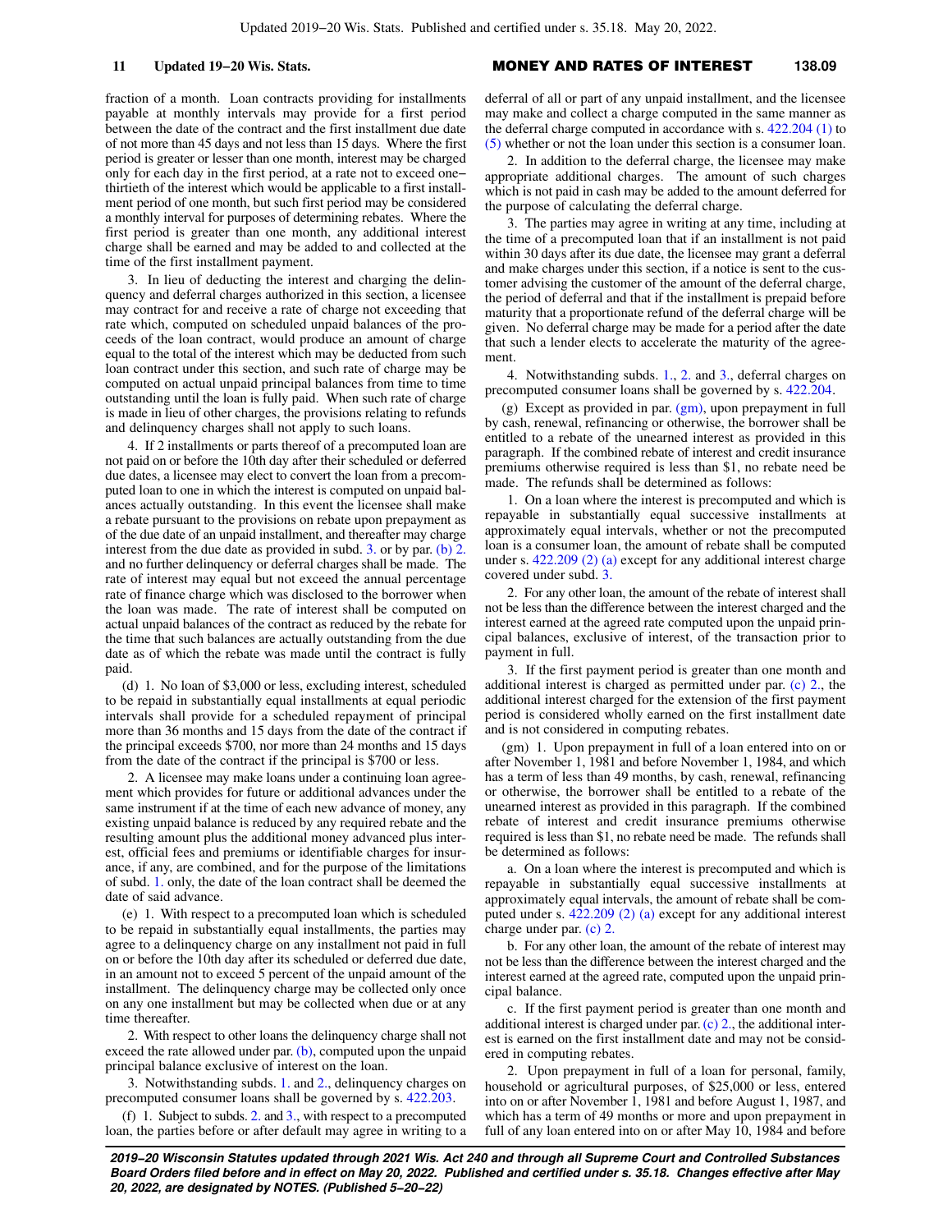fraction of a month. Loan contracts providing for installments payable at monthly intervals may provide for a first period between the date of the contract and the first installment due date of not more than 45 days and not less than 15 days. Where the first period is greater or lesser than one month, interest may be charged only for each day in the first period, at a rate not to exceed one−thirtieth of the interest which would be applicable to a first installment period of one month, but such first period may be considered a monthly interval for purposes of determining rebates. Where the first period is greater than one month, any additional interest charge shall be earned and may be added to and collected at the time of the first installment payment.

3. In lieu of deducting the interest and charging the delinquency and deferral charges authorized in this section, a licensee may contract for and receive a rate of charge not exceeding that rate which, computed on scheduled unpaid balances of the proceeds of the loan contract, would produce an amount of charge equal to the total of the interest which may be deducted from such loan contract under this section, and such rate of charge may be computed on actual unpaid principal balances from time to time outstanding until the loan is fully paid. When such rate of charge is made in lieu of other charges, the provisions relating to refunds and delinquency charges shall not apply to such loans.

4. If 2 installments or parts thereof of a precomputed loan are not paid on or before the 10th day after their scheduled or deferred due dates, a licensee may elect to convert the loan from a precomputed loan to one in which the interest is computed on unpaid balances actually outstanding. In this event the licensee shall make a rebate pursuant to the provisions on rebate upon prepayment as of the due date of an unpaid installment, and thereafter may charge interest from the due date as provided in subd. 3. or by par. (b) 2. and no further delinquency or deferral charges shall be made. The rate of interest may equal but not exceed the annual percentage rate of finance charge which was disclosed to the borrower when the loan was made. The rate of interest shall be computed on actual unpaid balances of the contract as reduced by the rebate for the time that such balances are actually outstanding from the due date as of which the rebate was made until the contract is fully paid.

(d) 1. No loan of $3,000 or less, excluding interest, scheduled to be repaid in substantially equal installments at equal periodic intervals shall provide for a scheduled repayment of principal more than 36 months and 15 days from the date of the contract if the principal exceeds $700, nor more than 24 months and 15 days from the date of the contract if the principal is $700 or less.

2. A licensee may make loans under a continuing loan agreement which provides for future or additional advances under the same instrument if at the time of each new advance of money, any existing unpaid balance is reduced by any required rebate and the resulting amount plus the additional money advanced plus interest, official fees and premiums or identifiable charges for insurance, if any, are combined, and for the purpose of the limitations of subd. 1. only, the date of the loan contract shall be deemed the date of said advance.

(e) 1. With respect to a precomputed loan which is scheduled to be repaid in substantially equal installments, the parties may agree to a delinquency charge on any installment not paid in full on or before the 10th day after its scheduled or deferred due date, in an amount not to exceed 5 percent of the unpaid amount of the installment. The delinquency charge may be collected only once on any one installment but may be collected when due or at any time thereafter.

2. With respect to other loans the delinquency charge shall not exceed the rate allowed under par. (b), computed upon the unpaid principal balance exclusive of interest on the loan.

3. Notwithstanding subds. 1. and 2., delinquency charges on precomputed consumer loans shall be governed by s. 422.203.

(f) 1. Subject to subds. 2. and 3., with respect to a precomputed loan, the parties before or after default may agree in writing to a deferral of all or part of any unpaid installment, and the licensee may make and collect a charge computed in the same manner as the deferral charge computed in accordance with s. 422.204 (1) to (5) whether or not the loan under this section is a consumer loan.

2. In addition to the deferral charge, the licensee may make appropriate additional charges. The amount of such charges which is not paid in cash may be added to the amount deferred for the purpose of calculating the deferral charge.

3. The parties may agree in writing at any time, including at the time of a precomputed loan that if an installment is not paid within 30 days after its due date, the licensee may grant a deferral and make charges under this section, if a notice is sent to the customer advising the customer of the amount of the deferral charge, the period of deferral and that if the installment is prepaid before maturity that a proportionate refund of the deferral charge will be given. No deferral charge may be made for a period after the date that such a lender elects to accelerate the maturity of the agreement.

4. Notwithstanding subds. 1., 2. and 3., deferral charges on precomputed consumer loans shall be governed by s. 422.204.

(g) Except as provided in par. (gm), upon prepayment in full by cash, renewal, refinancing or otherwise, the borrower shall be entitled to a rebate of the unearned interest as provided in this paragraph. If the combined rebate of interest and credit insurance premiums otherwise required is less than $1, no rebate need be made. The refunds shall be determined as follows:

1. On a loan where the interest is precomputed and which is repayable in substantially equal successive installments at approximately equal intervals, whether or not the precomputed loan is a consumer loan, the amount of rebate shall be computed under s. 422.209 (2) (a) except for any additional interest charge covered under subd. 3.

2. For any other loan, the amount of the rebate of interest shall not be less than the difference between the interest charged and the interest earned at the agreed rate computed upon the unpaid principal balances, exclusive of interest, of the transaction prior to payment in full.

3. If the first payment period is greater than one month and additional interest is charged as permitted under par. (c) 2., the additional interest charged for the extension of the first payment period is considered wholly earned on the first installment date and is not considered in computing rebates.

(gm) 1. Upon prepayment in full of a loan entered into on or after November 1, 1981 and before November 1, 1984, and which has a term of less than 49 months, by cash, renewal, refinancing or otherwise, the borrower shall be entitled to a rebate of the unearned interest as provided in this paragraph. If the combined rebate of interest and credit insurance premiums otherwise required is less than $1, no rebate need be made. The refunds shall be determined as follows:

a. On a loan where the interest is precomputed and which is repayable in substantially equal successive installments at approximately equal intervals, the amount of rebate shall be computed under s. 422.209 (2) (a) except for any additional interest charge under par. (c) 2.

b. For any other loan, the amount of the rebate of interest may not be less than the difference between the interest charged and the interest earned at the agreed rate, computed upon the unpaid principal balance.

c. If the first payment period is greater than one month and additional interest is charged under par. (c) 2., the additional interest is earned on the first installment date and may not be considered in computing rebates.

2. Upon prepayment in full of a loan for personal, family, household or agricultural purposes, of $25,000 or less, entered into on or after November 1, 1981 and before August 1, 1987, and which has a term of 49 months or more and upon prepayment in full of any loan entered into on or after May 10, 1984 and before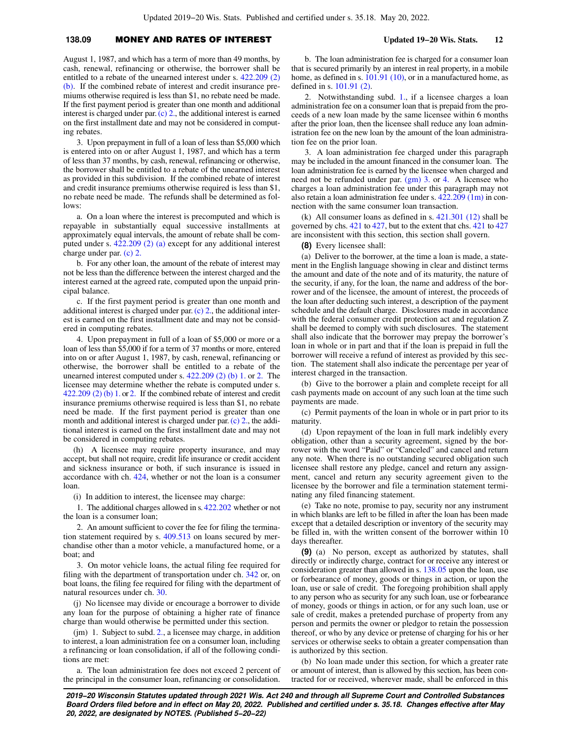August 1, 1987, and which has a term of more than 49 months, by cash, renewal, refinancing or otherwise, the borrower shall be entitled to a rebate of the unearned interest under s. 422.209 (2) (b). If the combined rebate of interest and credit insurance premiums otherwise required is less than $1, no rebate need be made. If the first payment period is greater than one month and additional interest is charged under par. (c) 2., the additional interest is earned on the first installment date and may not be considered in computing rebates.

3. Upon prepayment in full of a loan of less than $5,000 which is entered into on or after August 1, 1987, and which has a term of less than 37 months, by cash, renewal, refinancing or otherwise, the borrower shall be entitled to a rebate of the unearned interest as provided in this subdivision. If the combined rebate of interest and credit insurance premiums otherwise required is less than $1, no rebate need be made. The refunds shall be determined as follows:

a. On a loan where the interest is precomputed and which is repayable in substantially equal successive installments at approximately equal intervals, the amount of rebate shall be computed under s. 422.209 (2) (a) except for any additional interest charge under par. (c) 2.

b. For any other loan, the amount of the rebate of interest may not be less than the difference between the interest charged and the interest earned at the agreed rate, computed upon the unpaid principal balance.

c. If the first payment period is greater than one month and additional interest is charged under par. (c) 2., the additional interest is earned on the first installment date and may not be considered in computing rebates.

4. Upon prepayment in full of a loan of $5,000 or more or a loan of less than $5,000 if for a term of 37 months or more, entered into on or after August 1, 1987, by cash, renewal, refinancing or otherwise, the borrower shall be entitled to a rebate of the unearned interest computed under s. 422.209 (2) (b) 1. or 2. The licensee may determine whether the rebate is computed under s. 422.209 (2) (b) 1. or 2. If the combined rebate of interest and credit insurance premiums otherwise required is less than $1, no rebate need be made. If the first payment period is greater than one month and additional interest is charged under par. (c) 2., the additional interest is earned on the first installment date and may not be considered in computing rebates.

(h) A licensee may require property insurance, and may accept, but shall not require, credit life insurance or credit accident and sickness insurance or both, if such insurance is issued in accordance with ch. 424, whether or not the loan is a consumer loan.

(i) In addition to interest, the licensee may charge:

1. The additional charges allowed in s. 422.202 whether or not the loan is a consumer loan;

2. An amount sufficient to cover the fee for filing the termination statement required by s. 409.513 on loans secured by merchandise other than a motor vehicle, a manufactured home, or a boat; and

3. On motor vehicle loans, the actual filing fee required for filing with the department of transportation under ch. 342 or, on boat loans, the filing fee required for filing with the department of natural resources under ch. 30.

(j) No licensee may divide or encourage a borrower to divide any loan for the purpose of obtaining a higher rate of finance charge than would otherwise be permitted under this section.

(jm) 1. Subject to subd. 2., a licensee may charge, in addition to interest, a loan administration fee on a consumer loan, including a refinancing or loan consolidation, if all of the following conditions are met:

a. The loan administration fee does not exceed 2 percent of the principal in the consumer loan, refinancing or consolidation.

b. The loan administration fee is charged for a consumer loan that is secured primarily by an interest in real property, in a mobile home, as defined in s. 101.91 (10), or in a manufactured home, as defined in s. 101.91 (2).

2. Notwithstanding subd. 1., if a licensee charges a loan administration fee on a consumer loan that is prepaid from the proceeds of a new loan made by the same licensee within 6 months after the prior loan, then the licensee shall reduce any loan administration fee on the new loan by the amount of the loan administration fee on the prior loan.

3. A loan administration fee charged under this paragraph may be included in the amount financed in the consumer loan. The loan administration fee is earned by the licensee when charged and need not be refunded under par. (gm) 3. or 4. A licensee who charges a loan administration fee under this paragraph may not also retain a loan administration fee under s. 422.209 (1m) in connection with the same consumer loan transaction.

(k) All consumer loans as defined in s. 421.301 (12) shall be governed by chs. 421 to 427, but to the extent that chs. 421 to 427 are inconsistent with this section, this section shall govern.

**(8)** Every licensee shall:

(a) Deliver to the borrower, at the time a loan is made, a statement in the English language showing in clear and distinct terms the amount and date of the note and of its maturity, the nature of the security, if any, for the loan, the name and address of the borrower and of the licensee, the amount of interest, the proceeds of the loan after deducting such interest, a description of the payment schedule and the default charge. Disclosures made in accordance with the federal consumer credit protection act and regulation Z shall be deemed to comply with such disclosures. The statement shall also indicate that the borrower may prepay the borrower's loan in whole or in part and that if the loan is prepaid in full the borrower will receive a refund of interest as provided by this section. The statement shall also indicate the percentage per year of interest charged in the transaction.

(b) Give to the borrower a plain and complete receipt for all cash payments made on account of any such loan at the time such payments are made.

(c) Permit payments of the loan in whole or in part prior to its maturity.

(d) Upon repayment of the loan in full mark indelibly every obligation, other than a security agreement, signed by the borrower with the word "Paid" or "Canceled" and cancel and return any note. When there is no outstanding secured obligation such licensee shall restore any pledge, cancel and return any assignment, cancel and return any security agreement given to the licensee by the borrower and file a termination statement terminating any filed financing statement.

(e) Take no note, promise to pay, security nor any instrument in which blanks are left to be filled in after the loan has been made except that a detailed description or inventory of the security may be filled in, with the written consent of the borrower within 10 days thereafter.

**(9)** (a) No person, except as authorized by statutes, shall directly or indirectly charge, contract for or receive any interest or consideration greater than allowed in s. 138.05 upon the loan, use or forbearance of money, goods or things in action, or upon the loan, use or sale of credit. The foregoing prohibition shall apply to any person who as security for any such loan, use or forbearance of money, goods or things in action, or for any such loan, use or sale of credit, makes a pretended purchase of property from any person and permits the owner or pledgor to retain the possession thereof, or who by any device or pretense of charging for his or her services or otherwise seeks to obtain a greater compensation than is authorized by this section.

(b) No loan made under this section, for which a greater rate or amount of interest, than is allowed by this section, has been contracted for or received, wherever made, shall be enforced in this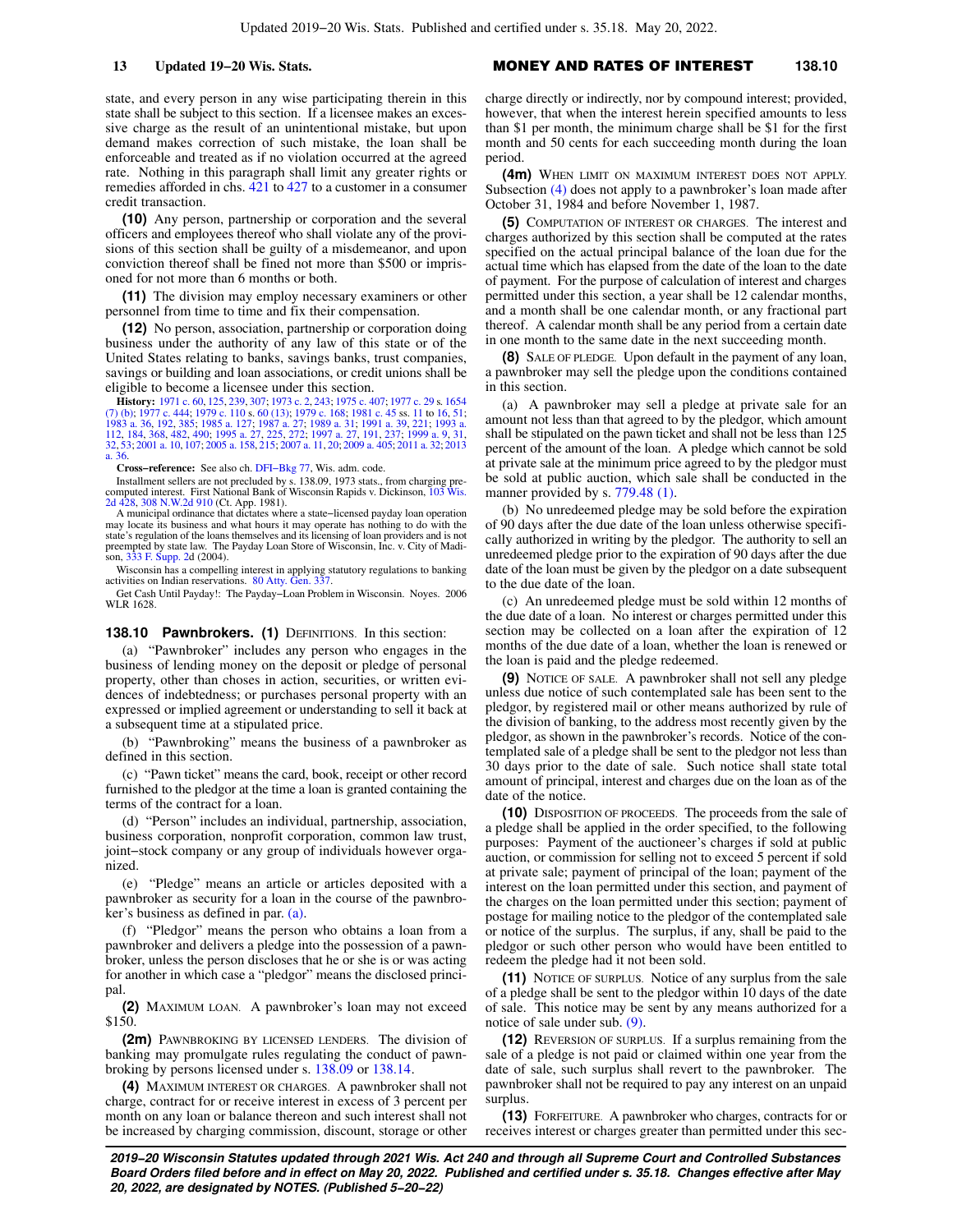state, and every person in any wise participating therein in this state shall be subject to this section. If a licensee makes an excessive charge as the result of an unintentional mistake, but upon demand makes correction of such mistake, the loan shall be enforceable and treated as if no violation occurred at the agreed rate. Nothing in this paragraph shall limit any greater rights or remedies afforded in chs. 421 to 427 to a customer in a consumer credit transaction.

**(10)** Any person, partnership or corporation and the several officers and employees thereof who shall violate any of the provisions of this section shall be guilty of a misdemeanor, and upon conviction thereof shall be fined not more than $500 or imprisoned for not more than 6 months or both.

**(11)** The division may employ necessary examiners or other personnel from time to time and fix their compensation.

**(12)** No person, association, partnership or corporation doing business under the authority of any law of this state or of the United States relating to banks, savings banks, trust companies, savings or building and loan associations, or credit unions shall be eligible to become a licensee under this section.

**History:** 1971 c. 60, 125, 239, 307; 1973 c. 2, 243; 1975 c. 407; 1977 c. 29 s. 1654 (7) (b); 1977 c. 444; 1979 c. 110 s. 60 (13); 1979 c. 168; 1981 c. 45 ss. 11 to 16, 51; 1983 a. 36, 192, 385; 1985 a. 127; 1987 a. 27; 1989 a. 31; 1991 a. 39, 221; 1993 a. 112, 184, 368, 482, 490; 1995 a. 27, 225, 272; 1997 a. 27, 191, 237; 1999 a. 9, 31, 32, 53; 2001 a. 10, 107; 2005 a. 158, 215; 2007 a. 11, 20; 2009 a. 405; 2011 a. 32; 2013 a. 36.

**Cross-reference:** See also ch. DFI-Bkg 77, Wis. adm. code.

Installment sellers are not precluded by s. 138.09, 1973 stats., from charging precomputed interest. First National Bank of Wisconsin Rapids v. Dickinson, 103 Wis. 2d 428, 308 N.W.2d 910 (Ct. App. 1981).

A municipal ordinance that dictates where a state-licensed payday loan operation may locate its business and what hours it may operate has nothing to do with the state's regulation of the loans themselves and its licensing of loan providers and is not preempted by state law. The Payday Loan Store of Wisconsin, Inc. v. City of Madison, 333 F. Supp. 2d (2004).

Wisconsin has a compelling interest in applying statutory regulations to banking activities on Indian reservations. 80 Atty. Gen. 337.

Get Cash Until Payday!: The Payday-Loan Problem in Wisconsin. Noyes. 2006 WLR 1628.

### 138.10 Pawnbrokers.

**(1)** DEFINITIONS. In this section:

(a) "Pawnbroker" includes any person who engages in the business of lending money on the deposit or pledge of personal property, other than choses in action, securities, or written evidences of indebtedness; or purchases personal property with an expressed or implied agreement or understanding to sell it back at a subsequent time at a stipulated price.

(b) "Pawnbroking" means the business of a pawnbroker as defined in this section.

(c) "Pawn ticket" means the card, book, receipt or other record furnished to the pledgor at the time a loan is granted containing the terms of the contract for a loan.

(d) "Person" includes an individual, partnership, association, business corporation, nonprofit corporation, common law trust, joint-stock company or any group of individuals however organized.

(e) "Pledge" means an article or articles deposited with a pawnbroker as security for a loan in the course of the pawnbroker's business as defined in par. (a).

(f) "Pledgor" means the person who obtains a loan from a pawnbroker and delivers a pledge into the possession of a pawnbroker, unless the person discloses that he or she is or was acting for another in which case a "pledgor" means the disclosed principal.

**(2)** MAXIMUM LOAN. A pawnbroker's loan may not exceed $150.

**(2m)** PAWNBROKING BY LICENSED LENDERS. The division of banking may promulgate rules regulating the conduct of pawnbroking by persons licensed under s. 138.09 or 138.14.

**(4)** MAXIMUM INTEREST OR CHARGES. A pawnbroker shall not charge, contract for or receive interest in excess of 3 percent per month on any loan or balance thereon and such interest shall not be increased by charging commission, discount, storage or other charge directly or indirectly, nor by compound interest; provided, however, that when the interest herein specified amounts to less than $1 per month, the minimum charge shall be $1 for the first month and 50 cents for each succeeding month during the loan period.

**(4m)** WHEN LIMIT ON MAXIMUM INTEREST DOES NOT APPLY. Subsection (4) does not apply to a pawnbroker's loan made after October 31, 1984 and before November 1, 1987.

**(5)** COMPUTATION OF INTEREST OR CHARGES. The interest and charges authorized by this section shall be computed at the rates specified on the actual principal balance of the loan due for the actual time which has elapsed from the date of the loan to the date of payment. For the purpose of calculation of interest and charges permitted under this section, a year shall be 12 calendar months, and a month shall be one calendar month, or any fractional part thereof. A calendar month shall be any period from a certain date in one month to the same date in the next succeeding month.

**(8)** SALE OF PLEDGE. Upon default in the payment of any loan, a pawnbroker may sell the pledge upon the conditions contained in this section.

(a) A pawnbroker may sell a pledge at private sale for an amount not less than that agreed to by the pledgor, which amount shall be stipulated on the pawn ticket and shall not be less than 125 percent of the amount of the loan. A pledge which cannot be sold at private sale at the minimum price agreed to by the pledgor must be sold at public auction, which sale shall be conducted in the manner provided by s. 779.48 (1).

(b) No unredeemed pledge may be sold before the expiration of 90 days after the due date of the loan unless otherwise specifically authorized in writing by the pledgor. The authority to sell an unredeemed pledge prior to the expiration of 90 days after the due date of the loan must be given by the pledgor on a date subsequent to the due date of the loan.

(c) An unredeemed pledge must be sold within 12 months of the due date of a loan. No interest or charges permitted under this section may be collected on a loan after the expiration of 12 months of the due date of a loan, whether the loan is renewed or the loan is paid and the pledge redeemed.

**(9)** NOTICE OF SALE. A pawnbroker shall not sell any pledge unless due notice of such contemplated sale has been sent to the pledgor, by registered mail or other means authorized by rule of the division of banking, to the address most recently given by the pledgor, as shown in the pawnbroker's records. Notice of the contemplated sale of a pledge shall be sent to the pledgor not less than 30 days prior to the date of sale. Such notice shall state total amount of principal, interest and charges due on the loan as of the date of the notice.

**(10)** DISPOSITION OF PROCEEDS. The proceeds from the sale of a pledge shall be applied in the order specified, to the following purposes: Payment of the auctioneer's charges if sold at public auction, or commission for selling not to exceed 5 percent if sold at private sale; payment of principal of the loan; payment of the interest on the loan permitted under this section, and payment of the charges on the loan permitted under this section; payment of postage for mailing notice to the pledgor of the contemplated sale or notice of the surplus. The surplus, if any, shall be paid to the pledgor or such other person who would have been entitled to redeem the pledge had it not been sold.

**(11)** NOTICE OF SURPLUS. Notice of any surplus from the sale of a pledge shall be sent to the pledgor within 10 days of the date of sale. This notice may be sent by any means authorized for a notice of sale under sub. (9).

**(12)** REVERSION OF SURPLUS. If a surplus remaining from the sale of a pledge is not paid or claimed within one year from the date of sale, such surplus shall revert to the pawnbroker. The pawnbroker shall not be required to pay any interest on an unpaid surplus.

**(13)** FORFEITURE. A pawnbroker who charges, contracts for or receives interest or charges greater than permitted under this sec-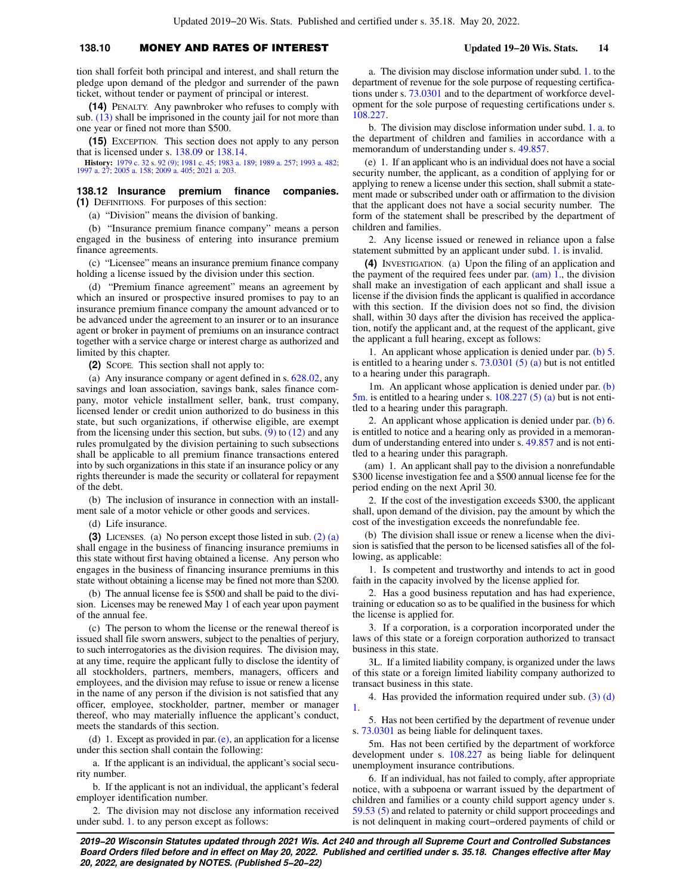tion shall forfeit both principal and interest, and shall return the pledge upon demand of the pledgor and surrender of the pawn ticket, without tender or payment of principal or interest.

**(14)** PENALTY. Any pawnbroker who refuses to comply with sub. (13) shall be imprisoned in the county jail for not more than one year or fined not more than $500.

**(15)** EXCEPTION. This section does not apply to any person that is licensed under s. 138.09 or 138.14.

**History:** 1979 c. 32 s. 92 (9); 1981 c. 45; 1983 a. 189; 1989 a. 257; 1993 a. 482; 1997 a. 27; 2005 a. 158; 2009 a. 405; 2021 a. 203.

## 138.12 Insurance premium finance companies.

**(1)** DEFINITIONS. For purposes of this section:

(a) "Division" means the division of banking.

(b) "Insurance premium finance company" means a person engaged in the business of entering into insurance premium finance agreements.

(c) "Licensee" means an insurance premium finance company holding a license issued by the division under this section.

(d) "Premium finance agreement" means an agreement by which an insured or prospective insured promises to pay to an insurance premium finance company the amount advanced or to be advanced under the agreement to an insurer or to an insurance agent or broker in payment of premiums on an insurance contract together with a service charge or interest charge as authorized and limited by this chapter.

**(2)** SCOPE. This section shall not apply to:

(a) Any insurance company or agent defined in s. 628.02, any savings and loan association, savings bank, sales finance company, motor vehicle installment seller, bank, trust company, licensed lender or credit union authorized to do business in this state, but such organizations, if otherwise eligible, are exempt from the licensing under this section, but subs. (9) to (12) and any rules promulgated by the division pertaining to such subsections shall be applicable to all premium finance transactions entered into by such organizations in this state if an insurance policy or any rights thereunder is made the security or collateral for repayment of the debt.

(b) The inclusion of insurance in connection with an installment sale of a motor vehicle or other goods and services.

(d) Life insurance.

**(3)** LICENSES. (a) No person except those listed in sub. (2) (a) shall engage in the business of financing insurance premiums in this state without first having obtained a license. Any person who engages in the business of financing insurance premiums in this state without obtaining a license may be fined not more than $200.

(b) The annual license fee is $500 and shall be paid to the division. Licenses may be renewed May 1 of each year upon payment of the annual fee.

(c) The person to whom the license or the renewal thereof is issued shall file sworn answers, subject to the penalties of perjury, to such interrogatories as the division requires. The division may, at any time, require the applicant fully to disclose the identity of all stockholders, partners, members, managers, officers and employees, and the division may refuse to issue or renew a license in the name of any person if the division is not satisfied that any officer, employee, stockholder, partner, member or manager thereof, who may materially influence the applicant's conduct, meets the standards of this section.

(d) 1. Except as provided in par. (e), an application for a license under this section shall contain the following:

a. If the applicant is an individual, the applicant's social security number.

b. If the applicant is not an individual, the applicant's federal employer identification number.

2. The division may not disclose any information received under subd. 1. to any person except as follows:

a. The division may disclose information under subd. 1. to the department of revenue for the sole purpose of requesting certifications under s. 73.0301 and to the department of workforce development for the sole purpose of requesting certifications under s. 108.227.

b. The division may disclose information under subd. 1. a. to the department of children and families in accordance with a memorandum of understanding under s. 49.857.

(e) 1. If an applicant who is an individual does not have a social security number, the applicant, as a condition of applying for or applying to renew a license under this section, shall submit a statement made or subscribed under oath or affirmation to the division that the applicant does not have a social security number. The form of the statement shall be prescribed by the department of children and families.

2. Any license issued or renewed in reliance upon a false statement submitted by an applicant under subd. 1. is invalid.

**(4)** INVESTIGATION. (a) Upon the filing of an application and the payment of the required fees under par. (am) 1., the division shall make an investigation of each applicant and shall issue a license if the division finds the applicant is qualified in accordance with this section. If the division does not so find, the division shall, within 30 days after the division has received the application, notify the applicant and, at the request of the applicant, give the applicant a full hearing, except as follows:

1. An applicant whose application is denied under par. (b) 5. is entitled to a hearing under s. 73.0301 (5) (a) but is not entitled to a hearing under this paragraph.

1m. An applicant whose application is denied under par. (b) 5m. is entitled to a hearing under s. 108.227 (5) (a) but is not entitled to a hearing under this paragraph.

2. An applicant whose application is denied under par. (b) 6. is entitled to notice and a hearing only as provided in a memorandum of understanding entered into under s. 49.857 and is not entitled to a hearing under this paragraph.

(am) 1. An applicant shall pay to the division a nonrefundable $300 license investigation fee and a $500 annual license fee for the period ending on the next April 30.

2. If the cost of the investigation exceeds $300, the applicant shall, upon demand of the division, pay the amount by which the cost of the investigation exceeds the nonrefundable fee.

(b) The division shall issue or renew a license when the division is satisfied that the person to be licensed satisfies all of the following, as applicable:

1. Is competent and trustworthy and intends to act in good faith in the capacity involved by the license applied for.

2. Has a good business reputation and has had experience, training or education so as to be qualified in the business for which the license is applied for.

3. If a corporation, is a corporation incorporated under the laws of this state or a foreign corporation authorized to transact business in this state.

3L. If a limited liability company, is organized under the laws of this state or a foreign limited liability company authorized to transact business in this state.

4. Has provided the information required under sub. (3) (d) 1.

5. Has not been certified by the department of revenue under s. 73.0301 as being liable for delinquent taxes.

5m. Has not been certified by the department of workforce development under s. 108.227 as being liable for delinquent unemployment insurance contributions.

6. If an individual, has not failed to comply, after appropriate notice, with a subpoena or warrant issued by the department of children and families or a county child support agency under s. 59.53 (5) and related to paternity or child support proceedings and is not delinquent in making court-ordered payments of child or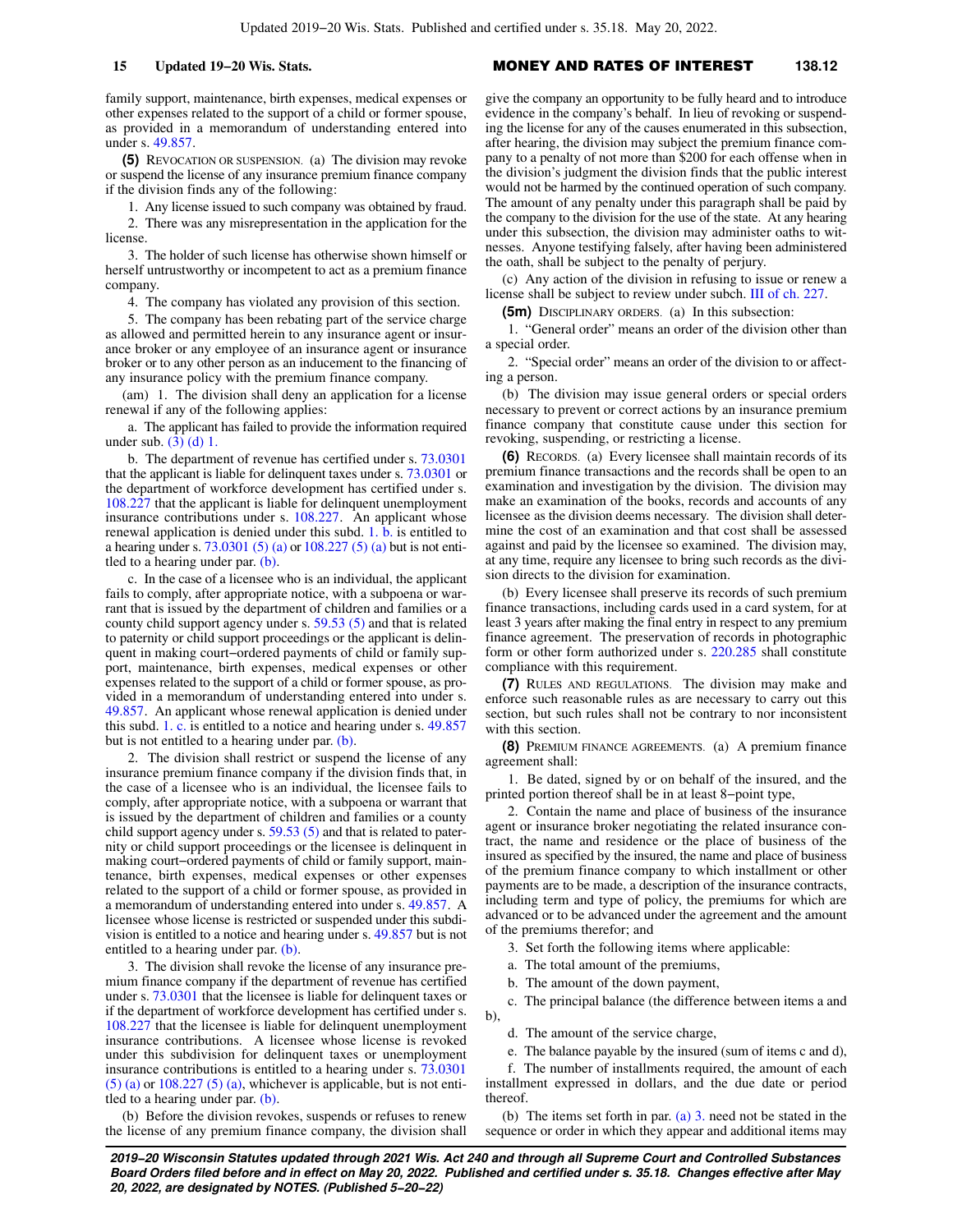family support, maintenance, birth expenses, medical expenses or other expenses related to the support of a child or former spouse, as provided in a memorandum of understanding entered into under s. 49.857.

**(5)** REVOCATION OR SUSPENSION. (a) The division may revoke or suspend the license of any insurance premium finance company if the division finds any of the following:

1. Any license issued to such company was obtained by fraud.

2. There was any misrepresentation in the application for the license.

3. The holder of such license has otherwise shown himself or herself untrustworthy or incompetent to act as a premium finance company.

4. The company has violated any provision of this section.

5. The company has been rebating part of the service charge as allowed and permitted herein to any insurance agent or insurance broker or any employee of an insurance agent or insurance broker or to any other person as an inducement to the financing of any insurance policy with the premium finance company.

(am) 1. The division shall deny an application for a license renewal if any of the following applies:

a. The applicant has failed to provide the information required under sub. (3) (d) 1.

b. The department of revenue has certified under s. 73.0301 that the applicant is liable for delinquent taxes under s. 73.0301 or the department of workforce development has certified under s. 108.227 that the applicant is liable for delinquent unemployment insurance contributions under s. 108.227. An applicant whose renewal application is denied under this subd. 1. b. is entitled to a hearing under s. 73.0301 (5) (a) or 108.227 (5) (a) but is not entitled to a hearing under par. (b).

c. In the case of a licensee who is an individual, the applicant fails to comply, after appropriate notice, with a subpoena or warrant that is issued by the department of children and families or a county child support agency under s. 59.53 (5) and that is related to paternity or child support proceedings or the applicant is delinquent in making court−ordered payments of child or family support, maintenance, birth expenses, medical expenses or other expenses related to the support of a child or former spouse, as provided in a memorandum of understanding entered into under s. 49.857. An applicant whose renewal application is denied under this subd. 1. c. is entitled to a notice and hearing under s. 49.857 but is not entitled to a hearing under par. (b).

2. The division shall restrict or suspend the license of any insurance premium finance company if the division finds that, in the case of a licensee who is an individual, the licensee fails to comply, after appropriate notice, with a subpoena or warrant that is issued by the department of children and families or a county child support agency under s. 59.53 (5) and that is related to paternity or child support proceedings or the licensee is delinquent in making court−ordered payments of child or family support, maintenance, birth expenses, medical expenses or other expenses related to the support of a child or former spouse, as provided in a memorandum of understanding entered into under s. 49.857. A licensee whose license is restricted or suspended under this subdivision is entitled to a notice and hearing under s. 49.857 but is not entitled to a hearing under par. (b).

3. The division shall revoke the license of any insurance premium finance company if the department of revenue has certified under s. 73.0301 that the licensee is liable for delinquent taxes or if the department of workforce development has certified under s. 108.227 that the licensee is liable for delinquent unemployment insurance contributions. A licensee whose license is revoked under this subdivision for delinquent taxes or unemployment insurance contributions is entitled to a hearing under s. 73.0301 (5) (a) or 108.227 (5) (a), whichever is applicable, but is not entitled to a hearing under par. (b).

(b) Before the division revokes, suspends or refuses to renew the license of any premium finance company, the division shall give the company an opportunity to be fully heard and to introduce evidence in the company's behalf. In lieu of revoking or suspending the license for any of the causes enumerated in this subsection, after hearing, the division may subject the premium finance company to a penalty of not more than $200 for each offense when in the division's judgment the division finds that the public interest would not be harmed by the continued operation of such company. The amount of any penalty under this paragraph shall be paid by the company to the division for the use of the state. At any hearing under this subsection, the division may administer oaths to witnesses. Anyone testifying falsely, after having been administered the oath, shall be subject to the penalty of perjury.

(c) Any action of the division in refusing to issue or renew a license shall be subject to review under subch. III of ch. 227.

**(5m)** DISCIPLINARY ORDERS. (a) In this subsection:

1. "General order" means an order of the division other than a special order.

2. "Special order" means an order of the division to or affecting a person.

(b) The division may issue general orders or special orders necessary to prevent or correct actions by an insurance premium finance company that constitute cause under this section for revoking, suspending, or restricting a license.

**(6)** RECORDS. (a) Every licensee shall maintain records of its premium finance transactions and the records shall be open to an examination and investigation by the division. The division may make an examination of the books, records and accounts of any licensee as the division deems necessary. The division shall determine the cost of an examination and that cost shall be assessed against and paid by the licensee so examined. The division may, at any time, require any licensee to bring such records as the division directs to the division for examination.

(b) Every licensee shall preserve its records of such premium finance transactions, including cards used in a card system, for at least 3 years after making the final entry in respect to any premium finance agreement. The preservation of records in photographic form or other form authorized under s. 220.285 shall constitute compliance with this requirement.

**(7)** RULES AND REGULATIONS. The division may make and enforce such reasonable rules as are necessary to carry out this section, but such rules shall not be contrary to nor inconsistent with this section.

**(8)** PREMIUM FINANCE AGREEMENTS. (a) A premium finance agreement shall:

1. Be dated, signed by or on behalf of the insured, and the printed portion thereof shall be in at least 8−point type,

2. Contain the name and place of business of the insurance agent or insurance broker negotiating the related insurance contract, the name and residence or the place of business of the insured as specified by the insured, the name and place of business of the premium finance company to which installment or other payments are to be made, a description of the insurance contracts, including term and type of policy, the premiums for which are advanced or to be advanced under the agreement and the amount of the premiums therefor; and

3. Set forth the following items where applicable:

a. The total amount of the premiums,

b. The amount of the down payment,

c. The principal balance (the difference between items a and b),

d. The amount of the service charge,

e. The balance payable by the insured (sum of items c and d),

f. The number of installments required, the amount of each installment expressed in dollars, and the due date or period thereof.

(b) The items set forth in par. (a) 3. need not be stated in the sequence or order in which they appear and additional items may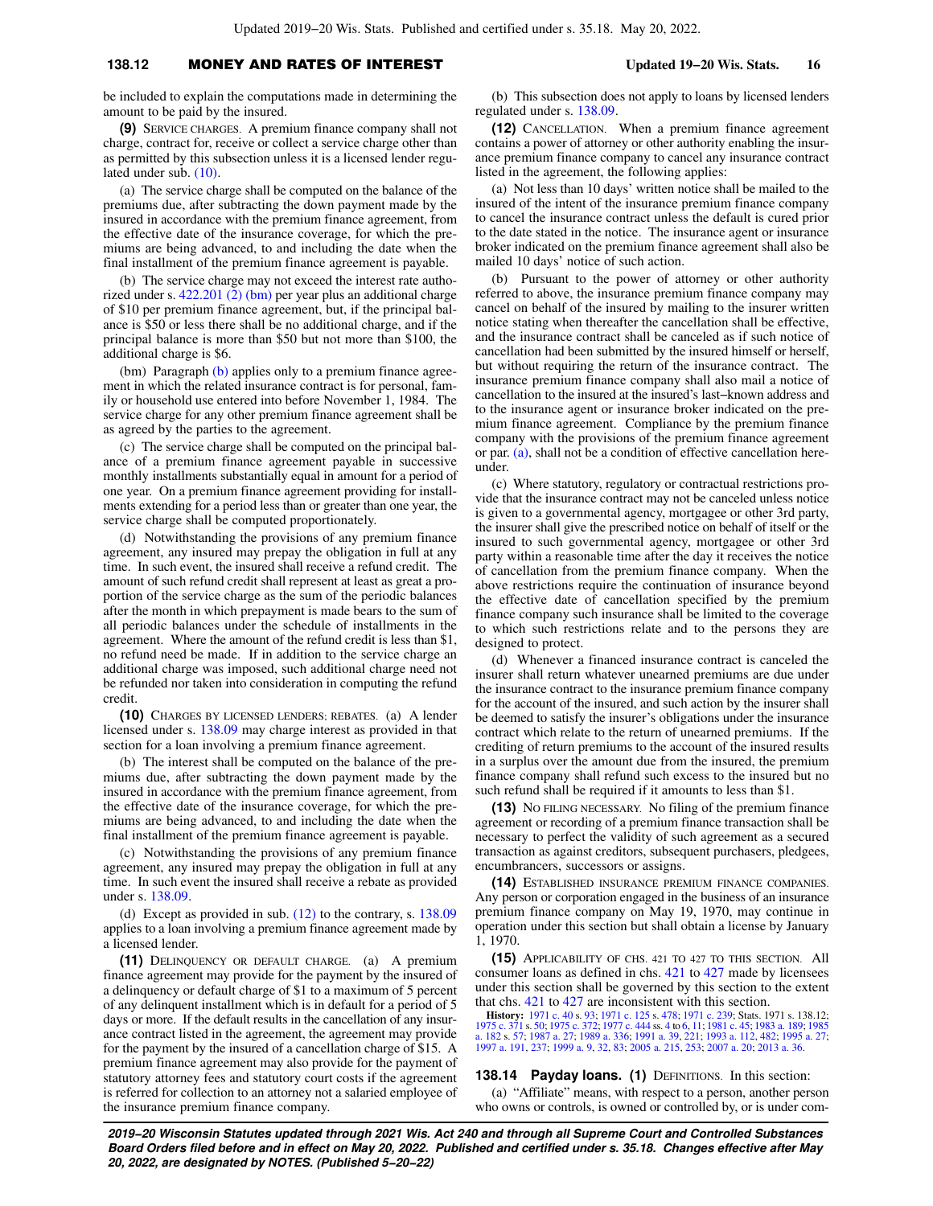be included to explain the computations made in determining the amount to be paid by the insured.

**(9)** SERVICE CHARGES. A premium finance company shall not charge, contract for, receive or collect a service charge other than as permitted by this subsection unless it is a licensed lender regulated under sub. (10).

(a) The service charge shall be computed on the balance of the premiums due, after subtracting the down payment made by the insured in accordance with the premium finance agreement, from the effective date of the insurance coverage, for which the premiums are being advanced, to and including the date when the final installment of the premium finance agreement is payable.

(b) The service charge may not exceed the interest rate authorized under s. 422.201 (2) (bm) per year plus an additional charge of $10 per premium finance agreement, but, if the principal balance is $50 or less there shall be no additional charge, and if the principal balance is more than $50 but not more than $100, the additional charge is $6.

(bm) Paragraph (b) applies only to a premium finance agreement in which the related insurance contract is for personal, family or household use entered into before November 1, 1984. The service charge for any other premium finance agreement shall be as agreed by the parties to the agreement.

(c) The service charge shall be computed on the principal balance of a premium finance agreement payable in successive monthly installments substantially equal in amount for a period of one year. On a premium finance agreement providing for installments extending for a period less than or greater than one year, the service charge shall be computed proportionately.

(d) Notwithstanding the provisions of any premium finance agreement, any insured may prepay the obligation in full at any time. In such event, the insured shall receive a refund credit. The amount of such refund credit shall represent at least as great a proportion of the service charge as the sum of the periodic balances after the month in which prepayment is made bears to the sum of all periodic balances under the schedule of installments in the agreement. Where the amount of the refund credit is less than $1, no refund need be made. If in addition to the service charge an additional charge was imposed, such additional charge need not be refunded nor taken into consideration in computing the refund credit.

**(10)** CHARGES BY LICENSED LENDERS; REBATES. (a) A lender licensed under s. 138.09 may charge interest as provided in that section for a loan involving a premium finance agreement.

(b) The interest shall be computed on the balance of the premiums due, after subtracting the down payment made by the insured in accordance with the premium finance agreement, from the effective date of the insurance coverage, for which the premiums are being advanced, to and including the date when the final installment of the premium finance agreement is payable.

(c) Notwithstanding the provisions of any premium finance agreement, any insured may prepay the obligation in full at any time. In such event the insured shall receive a rebate as provided under s. 138.09.

(d) Except as provided in sub. (12) to the contrary, s. 138.09 applies to a loan involving a premium finance agreement made by a licensed lender.

**(11)** DELINQUENCY OR DEFAULT CHARGE. (a) A premium finance agreement may provide for the payment by the insured of a delinquency or default charge of $1 to a maximum of 5 percent of any delinquent installment which is in default for a period of 5 days or more. If the default results in the cancellation of any insurance contract listed in the agreement, the agreement may provide for the payment by the insured of a cancellation charge of $15. A premium finance agreement may also provide for the payment of statutory attorney fees and statutory court costs if the agreement is referred for collection to an attorney not a salaried employee of the insurance premium finance company.

(b) This subsection does not apply to loans by licensed lenders regulated under s. 138.09.

**(12)** CANCELLATION. When a premium finance agreement contains a power of attorney or other authority enabling the insurance premium finance company to cancel any insurance contract listed in the agreement, the following applies:

(a) Not less than 10 days' written notice shall be mailed to the insured of the intent of the insurance premium finance company to cancel the insurance contract unless the default is cured prior to the date stated in the notice. The insurance agent or insurance broker indicated on the premium finance agreement shall also be mailed 10 days' notice of such action.

(b) Pursuant to the power of attorney or other authority referred to above, the insurance premium finance company may cancel on behalf of the insured by mailing to the insurer written notice stating when thereafter the cancellation shall be effective, and the insurance contract shall be canceled as if such notice of cancellation had been submitted by the insured himself or herself, but without requiring the return of the insurance contract. The insurance premium finance company shall also mail a notice of cancellation to the insured at the insured's last-known address and to the insurance agent or insurance broker indicated on the premium finance agreement. Compliance by the premium finance company with the provisions of the premium finance agreement or par. (a), shall not be a condition of effective cancellation hereunder.

(c) Where statutory, regulatory or contractual restrictions provide that the insurance contract may not be canceled unless notice is given to a governmental agency, mortgagee or other 3rd party, the insurer shall give the prescribed notice on behalf of itself or the insured to such governmental agency, mortgagee or other 3rd party within a reasonable time after the day it receives the notice of cancellation from the premium finance company. When the above restrictions require the continuation of insurance beyond the effective date of cancellation specified by the premium finance company such insurance shall be limited to the coverage to which such restrictions relate and to the persons they are designed to protect.

(d) Whenever a financed insurance contract is canceled the insurer shall return whatever unearned premiums are due under the insurance contract to the insurance premium finance company for the account of the insured, and such action by the insurer shall be deemed to satisfy the insurer's obligations under the insurance contract which relate to the return of unearned premiums. If the crediting of return premiums to the account of the insured results in a surplus over the amount due from the insured, the premium finance company shall refund such excess to the insured but no such refund shall be required if it amounts to less than $1.

**(13)** NO FILING NECESSARY. No filing of the premium finance agreement or recording of a premium finance transaction shall be necessary to perfect the validity of such agreement as a secured transaction as against creditors, subsequent purchasers, pledgees, encumbrancers, successors or assigns.

**(14)** ESTABLISHED INSURANCE PREMIUM FINANCE COMPANIES. Any person or corporation engaged in the business of an insurance premium finance company on May 19, 1970, may continue in operation under this section but shall obtain a license by January 1, 1970.

**(15)** APPLICABILITY OF CHS. 421 TO 427 TO THIS SECTION. All consumer loans as defined in chs. 421 to 427 made by licensees under this section shall be governed by this section to the extent that chs. 421 to 427 are inconsistent with this section.

**History:** 1971 c. 40 s. 93; 1971 c. 125 s. 478; 1971 c. 239; Stats. 1971 s. 138.12; 1975 c. 371 s. 50; 1975 c. 372; 1977 c. 444 ss. 4 to 6, 11; 1981 c. 45; 1983 a. 189; 1985 a. 182 s. 57; 1987 a. 27; 1989 a. 336; 1991 a. 39, 221; 1993 a. 112, 482; 1995 a. 27; 1997 a. 191, 237; 1999 a. 9, 32, 83; 2005 a. 215, 253; 2007 a. 20; 2013 a. 36.

**138.14 Payday loans. (1)** DEFINITIONS. In this section:

(a) "Affiliate" means, with respect to a person, another person who owns or controls, is owned or controlled by, or is under com-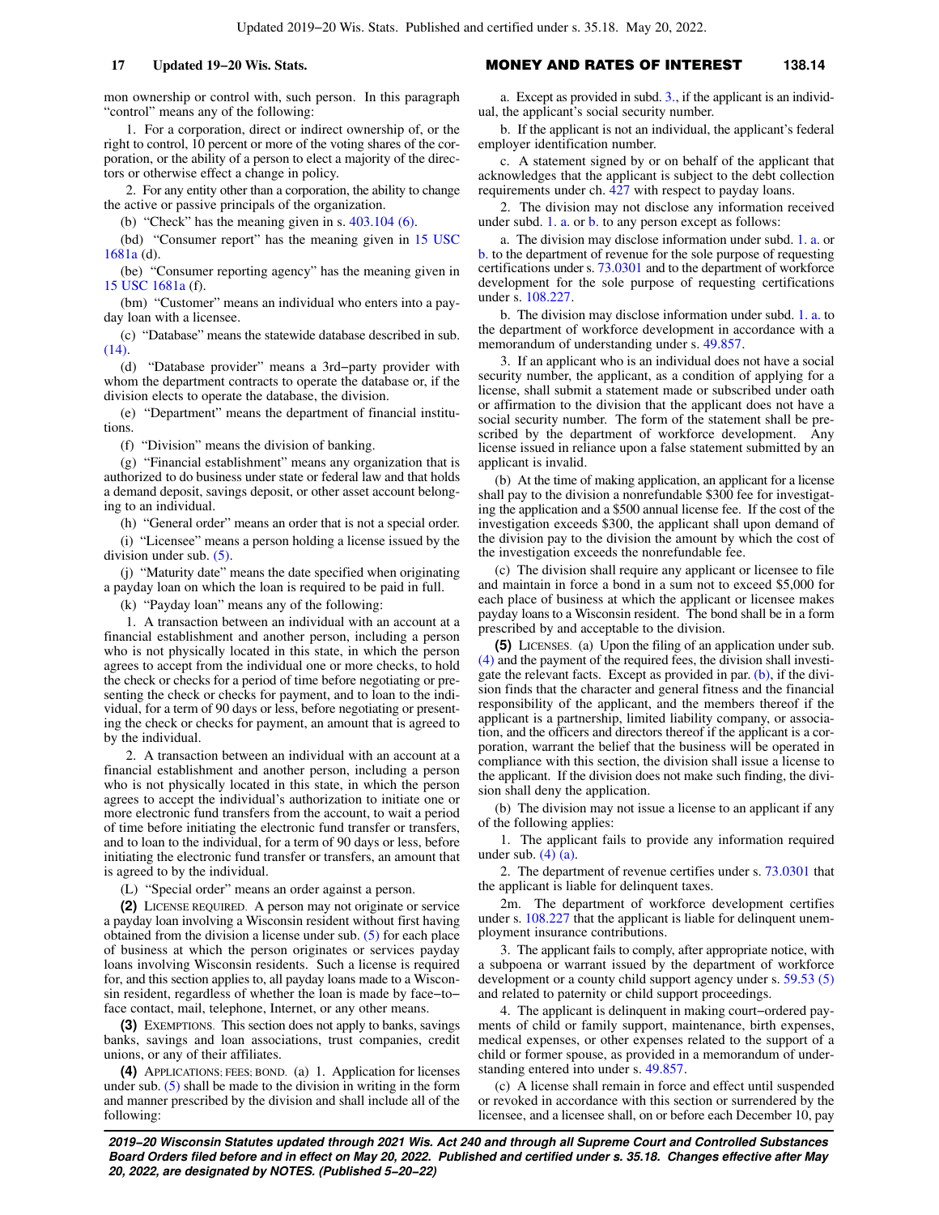mon ownership or control with, such person. In this paragraph "control" means any of the following:

1. For a corporation, direct or indirect ownership of, or the right to control, 10 percent or more of the voting shares of the corporation, or the ability of a person to elect a majority of the directors or otherwise effect a change in policy.

2. For any entity other than a corporation, the ability to change the active or passive principals of the organization.

(b) "Check" has the meaning given in s. 403.104 (6).

(bd) "Consumer report" has the meaning given in 15 USC 1681a (d).

(be) "Consumer reporting agency" has the meaning given in 15 USC 1681a (f).

(bm) "Customer" means an individual who enters into a payday loan with a licensee.

(c) "Database" means the statewide database described in sub. (14).

(d) "Database provider" means a 3rd–party provider with whom the department contracts to operate the database or, if the division elects to operate the database, the division.

(e) "Department" means the department of financial institutions.

(f) "Division" means the division of banking.

(g) "Financial establishment" means any organization that is authorized to do business under state or federal law and that holds a demand deposit, savings deposit, or other asset account belonging to an individual.

(h) "General order" means an order that is not a special order.

(i) "Licensee" means a person holding a license issued by the division under sub. (5).

(j) "Maturity date" means the date specified when originating a payday loan on which the loan is required to be paid in full.

(k) "Payday loan" means any of the following:

1. A transaction between an individual with an account at a financial establishment and another person, including a person who is not physically located in this state, in which the person agrees to accept from the individual one or more checks, to hold the check or checks for a period of time before negotiating or presenting the check or checks for payment, and to loan to the individual, for a term of 90 days or less, before negotiating or presenting the check or checks for payment, an amount that is agreed to by the individual.

2. A transaction between an individual with an account at a financial establishment and another person, including a person who is not physically located in this state, in which the person agrees to accept the individual's authorization to initiate one or more electronic fund transfers from the account, to wait a period of time before initiating the electronic fund transfer or transfers, and to loan to the individual, for a term of 90 days or less, before initiating the electronic fund transfer or transfers, an amount that is agreed to by the individual.

(L) "Special order" means an order against a person.

**(2)** LICENSE REQUIRED. A person may not originate or service a payday loan involving a Wisconsin resident without first having obtained from the division a license under sub. (5) for each place of business at which the person originates or services payday loans involving Wisconsin residents. Such a license is required for, and this section applies to, all payday loans made to a Wisconsin resident, regardless of whether the loan is made by face–to–face contact, mail, telephone, Internet, or any other means.

**(3)** EXEMPTIONS. This section does not apply to banks, savings banks, savings and loan associations, trust companies, credit unions, or any of their affiliates.

**(4)** APPLICATIONS; FEES; BOND. (a) 1. Application for licenses under sub. (5) shall be made to the division in writing in the form and manner prescribed by the division and shall include all of the following:

a. Except as provided in subd. 3., if the applicant is an individual, the applicant's social security number.

b. If the applicant is not an individual, the applicant's federal employer identification number.

c. A statement signed by or on behalf of the applicant that acknowledges that the applicant is subject to the debt collection requirements under ch. 427 with respect to payday loans.

2. The division may not disclose any information received under subd. 1. a. or b. to any person except as follows:

a. The division may disclose information under subd. 1. a. or b. to the department of revenue for the sole purpose of requesting certifications under s. 73.0301 and to the department of workforce development for the sole purpose of requesting certifications under s. 108.227.

b. The division may disclose information under subd. 1. a. to the department of workforce development in accordance with a memorandum of understanding under s. 49.857.

3. If an applicant who is an individual does not have a social security number, the applicant, as a condition of applying for a license, shall submit a statement made or subscribed under oath or affirmation to the division that the applicant does not have a social security number. The form of the statement shall be prescribed by the department of workforce development. Any license issued in reliance upon a false statement submitted by an applicant is invalid.

(b) At the time of making application, an applicant for a license shall pay to the division a nonrefundable $300 fee for investigating the application and a $500 annual license fee. If the cost of the investigation exceeds $300, the applicant shall upon demand of the division pay to the division the amount by which the cost of the investigation exceeds the nonrefundable fee.

(c) The division shall require any applicant or licensee to file and maintain in force a bond in a sum not to exceed $5,000 for each place of business at which the applicant or licensee makes payday loans to a Wisconsin resident. The bond shall be in a form prescribed by and acceptable to the division.

**(5)** LICENSES. (a) Upon the filing of an application under sub. (4) and the payment of the required fees, the division shall investigate the relevant facts. Except as provided in par. (b), if the division finds that the character and general fitness and the financial responsibility of the applicant, and the members thereof if the applicant is a partnership, limited liability company, or association, and the officers and directors thereof if the applicant is a corporation, warrant the belief that the business will be operated in compliance with this section, the division shall issue a license to the applicant. If the division does not make such finding, the division shall deny the application.

(b) The division may not issue a license to an applicant if any of the following applies:

1. The applicant fails to provide any information required under sub. (4) (a).

2. The department of revenue certifies under s. 73.0301 that the applicant is liable for delinquent taxes.

2m. The department of workforce development certifies under s. 108.227 that the applicant is liable for delinquent unemployment insurance contributions.

3. The applicant fails to comply, after appropriate notice, with a subpoena or warrant issued by the department of workforce development or a county child support agency under s. 59.53 (5) and related to paternity or child support proceedings.

4. The applicant is delinquent in making court–ordered payments of child or family support, maintenance, birth expenses, medical expenses, or other expenses related to the support of a child or former spouse, as provided in a memorandum of understanding entered into under s. 49.857.

(c) A license shall remain in force and effect until suspended or revoked in accordance with this section or surrendered by the licensee, and a licensee shall, on or before each December 10, pay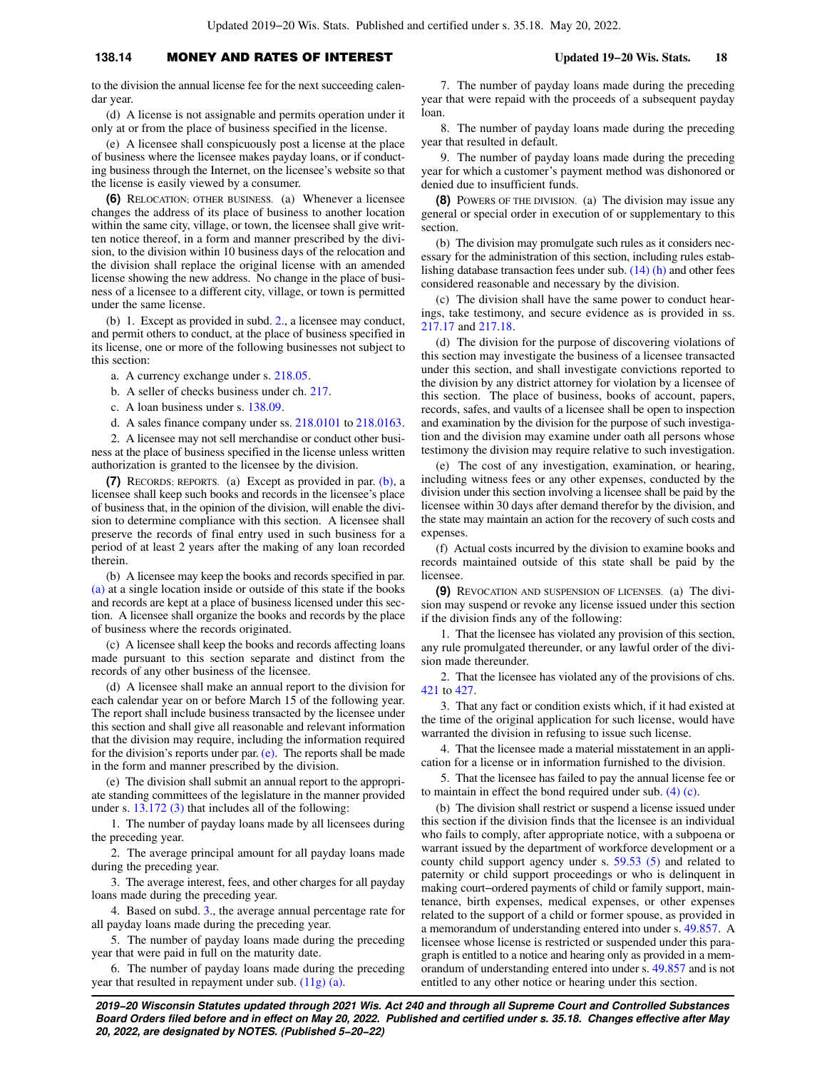to the division the annual license fee for the next succeeding calendar year.

(d) A license is not assignable and permits operation under it only at or from the place of business specified in the license.

(e) A licensee shall conspicuously post a license at the place of business where the licensee makes payday loans, or if conducting business through the Internet, on the licensee's website so that the license is easily viewed by a consumer.

**(6)** RELOCATION; OTHER BUSINESS. (a) Whenever a licensee changes the address of its place of business to another location within the same city, village, or town, the licensee shall give written notice thereof, in a form and manner prescribed by the division, to the division within 10 business days of the relocation and the division shall replace the original license with an amended license showing the new address. No change in the place of business of a licensee to a different city, village, or town is permitted under the same license.

(b) 1. Except as provided in subd. 2., a licensee may conduct, and permit others to conduct, at the place of business specified in its license, one or more of the following businesses not subject to this section:

a. A currency exchange under s. 218.05.

b. A seller of checks business under ch. 217.

c. A loan business under s. 138.09.

d. A sales finance company under ss. 218.0101 to 218.0163.

2. A licensee may not sell merchandise or conduct other business at the place of business specified in the license unless written authorization is granted to the licensee by the division.

**(7)** RECORDS; REPORTS. (a) Except as provided in par. (b), a licensee shall keep such books and records in the licensee's place of business that, in the opinion of the division, will enable the division to determine compliance with this section. A licensee shall preserve the records of final entry used in such business for a period of at least 2 years after the making of any loan recorded therein.

(b) A licensee may keep the books and records specified in par. (a) at a single location inside or outside of this state if the books and records are kept at a place of business licensed under this section. A licensee shall organize the books and records by the place of business where the records originated.

(c) A licensee shall keep the books and records affecting loans made pursuant to this section separate and distinct from the records of any other business of the licensee.

(d) A licensee shall make an annual report to the division for each calendar year on or before March 15 of the following year. The report shall include business transacted by the licensee under this section and shall give all reasonable and relevant information that the division may require, including the information required for the division's reports under par. (e). The reports shall be made in the form and manner prescribed by the division.

(e) The division shall submit an annual report to the appropriate standing committees of the legislature in the manner provided under s. 13.172 (3) that includes all of the following:

1. The number of payday loans made by all licensees during the preceding year.

2. The average principal amount for all payday loans made during the preceding year.

3. The average interest, fees, and other charges for all payday loans made during the preceding year.

4. Based on subd. 3., the average annual percentage rate for all payday loans made during the preceding year.

5. The number of payday loans made during the preceding year that were paid in full on the maturity date.

6. The number of payday loans made during the preceding year that resulted in repayment under sub. (11g) (a).

7. The number of payday loans made during the preceding year that were repaid with the proceeds of a subsequent payday loan.

8. The number of payday loans made during the preceding year that resulted in default.

9. The number of payday loans made during the preceding year for which a customer's payment method was dishonored or denied due to insufficient funds.

**(8)** POWERS OF THE DIVISION. (a) The division may issue any general or special order in execution of or supplementary to this section.

(b) The division may promulgate such rules as it considers necessary for the administration of this section, including rules establishing database transaction fees under sub. (14) (h) and other fees considered reasonable and necessary by the division.

(c) The division shall have the same power to conduct hearings, take testimony, and secure evidence as is provided in ss. 217.17 and 217.18.

(d) The division for the purpose of discovering violations of this section may investigate the business of a licensee transacted under this section, and shall investigate convictions reported to the division by any district attorney for violation by a licensee of this section. The place of business, books of account, papers, records, safes, and vaults of a licensee shall be open to inspection and examination by the division for the purpose of such investigation and the division may examine under oath all persons whose testimony the division may require relative to such investigation.

(e) The cost of any investigation, examination, or hearing, including witness fees or any other expenses, conducted by the division under this section involving a licensee shall be paid by the licensee within 30 days after demand therefor by the division, and the state may maintain an action for the recovery of such costs and expenses.

(f) Actual costs incurred by the division to examine books and records maintained outside of this state shall be paid by the licensee.

**(9)** REVOCATION AND SUSPENSION OF LICENSES. (a) The division may suspend or revoke any license issued under this section if the division finds any of the following:

1. That the licensee has violated any provision of this section, any rule promulgated thereunder, or any lawful order of the division made thereunder.

2. That the licensee has violated any of the provisions of chs. 421 to 427.

3. That any fact or condition exists which, if it had existed at the time of the original application for such license, would have warranted the division in refusing to issue such license.

4. That the licensee made a material misstatement in an application for a license or in information furnished to the division.

5. That the licensee has failed to pay the annual license fee or to maintain in effect the bond required under sub. (4) (c).

(b) The division shall restrict or suspend a license issued under this section if the division finds that the licensee is an individual who fails to comply, after appropriate notice, with a subpoena or warrant issued by the department of workforce development or a county child support agency under s. 59.53 (5) and related to paternity or child support proceedings or who is delinquent in making court–ordered payments of child or family support, maintenance, birth expenses, medical expenses, or other expenses related to the support of a child or former spouse, as provided in a memorandum of understanding entered into under s. 49.857. A licensee whose license is restricted or suspended under this paragraph is entitled to a notice and hearing only as provided in a memorandum of understanding entered into under s. 49.857 and is not entitled to any other notice or hearing under this section.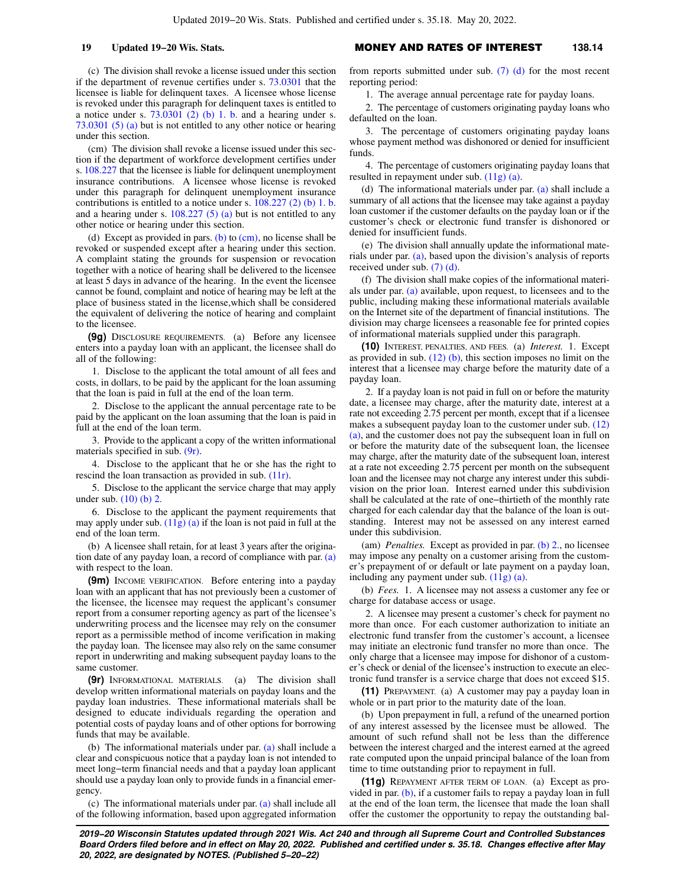(c) The division shall revoke a license issued under this section if the department of revenue certifies under s. 73.0301 that the licensee is liable for delinquent taxes. A licensee whose license is revoked under this paragraph for delinquent taxes is entitled to a notice under s. 73.0301 (2) (b) 1. b. and a hearing under s. 73.0301 (5) (a) but is not entitled to any other notice or hearing under this section.

(cm) The division shall revoke a license issued under this section if the department of workforce development certifies under s. 108.227 that the licensee is liable for delinquent unemployment insurance contributions. A licensee whose license is revoked under this paragraph for delinquent unemployment insurance contributions is entitled to a notice under s. 108.227 (2) (b) 1. b. and a hearing under s. 108.227 (5) (a) but is not entitled to any other notice or hearing under this section.

(d) Except as provided in pars. (b) to (cm), no license shall be revoked or suspended except after a hearing under this section. A complaint stating the grounds for suspension or revocation together with a notice of hearing shall be delivered to the licensee at least 5 days in advance of the hearing. In the event the licensee cannot be found, complaint and notice of hearing may be left at the place of business stated in the license, which shall be considered the equivalent of delivering the notice of hearing and complaint to the licensee.

**(9g)** DISCLOSURE REQUIREMENTS. (a) Before any licensee enters into a payday loan with an applicant, the licensee shall do all of the following:

1. Disclose to the applicant the total amount of all fees and costs, in dollars, to be paid by the applicant for the loan assuming that the loan is paid in full at the end of the loan term.

2. Disclose to the applicant the annual percentage rate to be paid by the applicant on the loan assuming that the loan is paid in full at the end of the loan term.

3. Provide to the applicant a copy of the written informational materials specified in sub. (9r).

4. Disclose to the applicant that he or she has the right to rescind the loan transaction as provided in sub. (11r).

5. Disclose to the applicant the service charge that may apply under sub. (10) (b) 2.

6. Disclose to the applicant the payment requirements that may apply under sub. (11g) (a) if the loan is not paid in full at the end of the loan term.

(b) A licensee shall retain, for at least 3 years after the origination date of any payday loan, a record of compliance with par. (a) with respect to the loan.

**(9m)** INCOME VERIFICATION. Before entering into a payday loan with an applicant that has not previously been a customer of the licensee, the licensee may request the applicant's consumer report from a consumer reporting agency as part of the licensee's underwriting process and the licensee may rely on the consumer report as a permissible method of income verification in making the payday loan. The licensee may also rely on the same consumer report in underwriting and making subsequent payday loans to the same customer.

**(9r)** INFORMATIONAL MATERIALS. (a) The division shall develop written informational materials on payday loans and the payday loan industries. These informational materials shall be designed to educate individuals regarding the operation and potential costs of payday loans and of other options for borrowing funds that may be available.

(b) The informational materials under par. (a) shall include a clear and conspicuous notice that a payday loan is not intended to meet long-term financial needs and that a payday loan applicant should use a payday loan only to provide funds in a financial emergency.

(c) The informational materials under par. (a) shall include all of the following information, based upon aggregated information from reports submitted under sub. (7) (d) for the most recent reporting period:

1. The average annual percentage rate for payday loans.

2. The percentage of customers originating payday loans who defaulted on the loan.

3. The percentage of customers originating payday loans whose payment method was dishonored or denied for insufficient funds.

4. The percentage of customers originating payday loans that resulted in repayment under sub. (11g) (a).

(d) The informational materials under par. (a) shall include a summary of all actions that the licensee may take against a payday loan customer if the customer defaults on the payday loan or if the customer's check or electronic fund transfer is dishonored or denied for insufficient funds.

(e) The division shall annually update the informational materials under par. (a), based upon the division's analysis of reports received under sub. (7) (d).

(f) The division shall make copies of the informational materials under par. (a) available, upon request, to licensees and to the public, including making these informational materials available on the Internet site of the department of financial institutions. The division may charge licensees a reasonable fee for printed copies of informational materials supplied under this paragraph.

**(10)** INTEREST, PENALTIES, AND FEES. (a) *Interest.* 1. Except as provided in sub. (12) (b), this section imposes no limit on the interest that a licensee may charge before the maturity date of a payday loan.

2. If a payday loan is not paid in full on or before the maturity date, a licensee may charge, after the maturity date, interest at a rate not exceeding 2.75 percent per month, except that if a licensee makes a subsequent payday loan to the customer under sub. (12) (a), and the customer does not pay the subsequent loan in full on or before the maturity date of the subsequent loan, the licensee may charge, after the maturity date of the subsequent loan, interest at a rate not exceeding 2.75 percent per month on the subsequent loan and the licensee may not charge any interest under this subdivision on the prior loan. Interest earned under this subdivision shall be calculated at the rate of one-thirtieth of the monthly rate charged for each calendar day that the balance of the loan is outstanding. Interest may not be assessed on any interest earned under this subdivision.

(am) *Penalties.* Except as provided in par. (b) 2., no licensee may impose any penalty on a customer arising from the customer's prepayment of or default or late payment on a payday loan, including any payment under sub. (11g) (a).

(b) *Fees.* 1. A licensee may not assess a customer any fee or charge for database access or usage.

2. A licensee may present a customer's check for payment no more than once. For each customer authorization to initiate an electronic fund transfer from the customer's account, a licensee may initiate an electronic fund transfer no more than once. The only charge that a licensee may impose for dishonor of a customer's check or denial of the licensee's instruction to execute an electronic fund transfer is a service charge that does not exceed $15.

**(11)** PREPAYMENT. (a) A customer may pay a payday loan in whole or in part prior to the maturity date of the loan.

(b) Upon prepayment in full, a refund of the unearned portion of any interest assessed by the licensee must be allowed. The amount of such refund shall not be less than the difference between the interest charged and the interest earned at the agreed rate computed upon the unpaid principal balance of the loan from time to time outstanding prior to repayment in full.

**(11g)** REPAYMENT AFTER TERM OF LOAN. (a) Except as provided in par. (b), if a customer fails to repay a payday loan in full at the end of the loan term, the licensee that made the loan shall offer the customer the opportunity to repay the outstanding bal-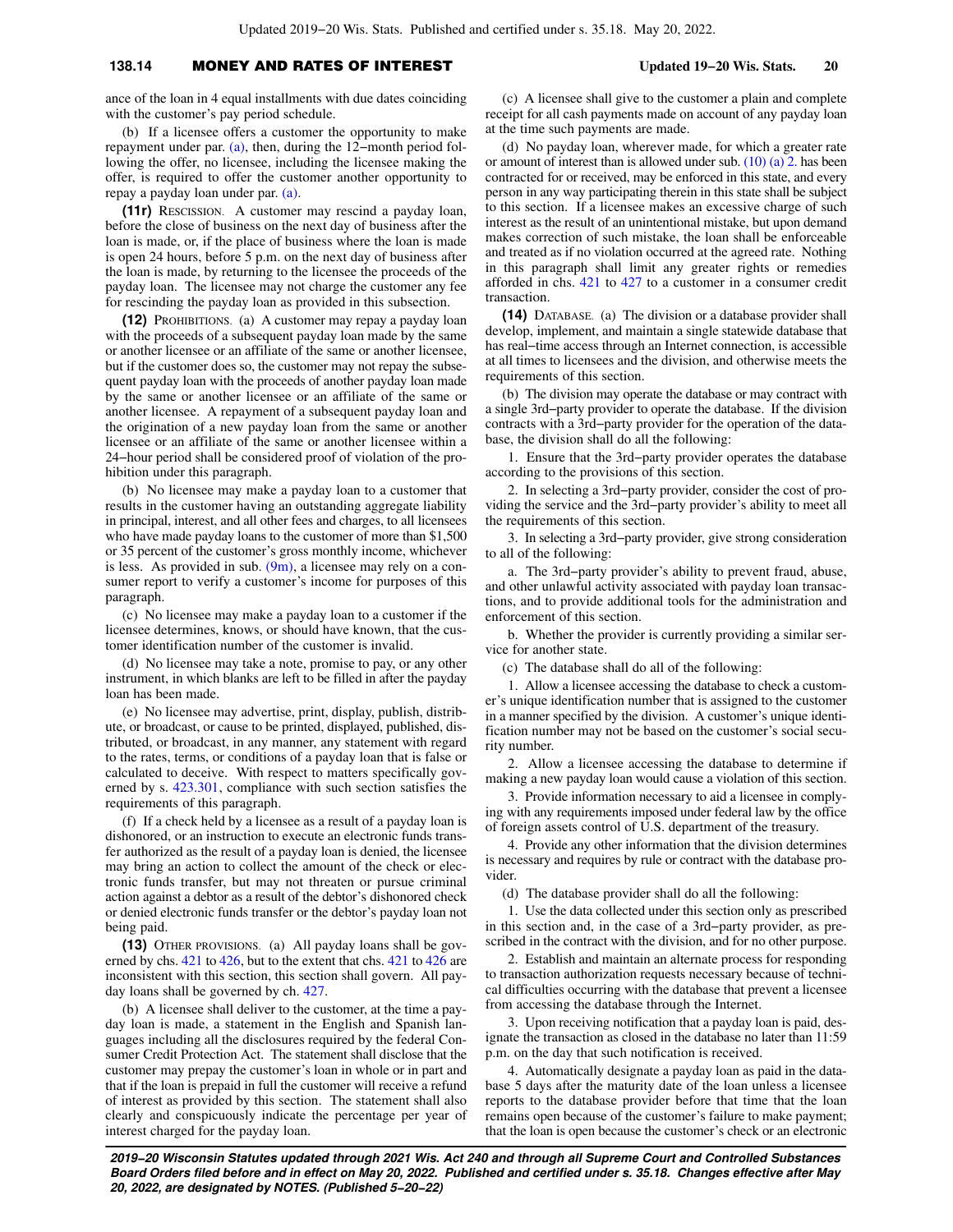ance of the loan in 4 equal installments with due dates coinciding with the customer's pay period schedule.

(b) If a licensee offers a customer the opportunity to make repayment under par. (a), then, during the 12−month period following the offer, no licensee, including the licensee making the offer, is required to offer the customer another opportunity to repay a payday loan under par. (a).

**(11r)** RESCISSION. A customer may rescind a payday loan, before the close of business on the next day of business after the loan is made, or, if the place of business where the loan is made is open 24 hours, before 5 p.m. on the next day of business after the loan is made, by returning to the licensee the proceeds of the payday loan. The licensee may not charge the customer any fee for rescinding the payday loan as provided in this subsection.

**(12)** PROHIBITIONS. (a) A customer may repay a payday loan with the proceeds of a subsequent payday loan made by the same or another licensee or an affiliate of the same or another licensee, but if the customer does so, the customer may not repay the subsequent payday loan with the proceeds of another payday loan made by the same or another licensee or an affiliate of the same or another licensee. A repayment of a subsequent payday loan and the origination of a new payday loan from the same or another licensee or an affiliate of the same or another licensee within a 24−hour period shall be considered proof of violation of the prohibition under this paragraph.

(b) No licensee may make a payday loan to a customer that results in the customer having an outstanding aggregate liability in principal, interest, and all other fees and charges, to all licensees who have made payday loans to the customer of more than $1,500 or 35 percent of the customer's gross monthly income, whichever is less. As provided in sub. (9m), a licensee may rely on a consumer report to verify a customer's income for purposes of this paragraph.

(c) No licensee may make a payday loan to a customer if the licensee determines, knows, or should have known, that the customer identification number of the customer is invalid.

(d) No licensee may take a note, promise to pay, or any other instrument, in which blanks are left to be filled in after the payday loan has been made.

(e) No licensee may advertise, print, display, publish, distribute, or broadcast, or cause to be printed, displayed, published, distributed, or broadcast, in any manner, any statement with regard to the rates, terms, or conditions of a payday loan that is false or calculated to deceive. With respect to matters specifically governed by s. 423.301, compliance with such section satisfies the requirements of this paragraph.

(f) If a check held by a licensee as a result of a payday loan is dishonored, or an instruction to execute an electronic funds transfer authorized as the result of a payday loan is denied, the licensee may bring an action to collect the amount of the check or electronic funds transfer, but may not threaten or pursue criminal action against a debtor as a result of the debtor's dishonored check or denied electronic funds transfer or the debtor's payday loan not being paid.

**(13)** OTHER PROVISIONS. (a) All payday loans shall be governed by chs. 421 to 426, but to the extent that chs. 421 to 426 are inconsistent with this section, this section shall govern. All payday loans shall be governed by ch. 427.

(b) A licensee shall deliver to the customer, at the time a payday loan is made, a statement in the English and Spanish languages including all the disclosures required by the federal Consumer Credit Protection Act. The statement shall disclose that the customer may prepay the customer's loan in whole or in part and that if the loan is prepaid in full the customer will receive a refund of interest as provided by this section. The statement shall also clearly and conspicuously indicate the percentage per year of interest charged for the payday loan.

(c) A licensee shall give to the customer a plain and complete receipt for all cash payments made on account of any payday loan at the time such payments are made.

(d) No payday loan, wherever made, for which a greater rate or amount of interest than is allowed under sub. (10) (a) 2. has been contracted for or received, may be enforced in this state, and every person in any way participating therein in this state shall be subject to this section. If a licensee makes an excessive charge of such interest as the result of an unintentional mistake, but upon demand makes correction of such mistake, the loan shall be enforceable and treated as if no violation occurred at the agreed rate. Nothing in this paragraph shall limit any greater rights or remedies afforded in chs. 421 to 427 to a customer in a consumer credit transaction.

**(14)** DATABASE. (a) The division or a database provider shall develop, implement, and maintain a single statewide database that has real−time access through an Internet connection, is accessible at all times to licensees and the division, and otherwise meets the requirements of this section.

(b) The division may operate the database or may contract with a single 3rd−party provider to operate the database. If the division contracts with a 3rd−party provider for the operation of the database, the division shall do all the following:

1. Ensure that the 3rd−party provider operates the database according to the provisions of this section.

2. In selecting a 3rd−party provider, consider the cost of providing the service and the 3rd−party provider's ability to meet all the requirements of this section.

3. In selecting a 3rd−party provider, give strong consideration to all of the following:

a. The 3rd−party provider's ability to prevent fraud, abuse, and other unlawful activity associated with payday loan transactions, and to provide additional tools for the administration and enforcement of this section.

b. Whether the provider is currently providing a similar service for another state.

(c) The database shall do all of the following:

1. Allow a licensee accessing the database to check a customer's unique identification number that is assigned to the customer in a manner specified by the division. A customer's unique identification number may not be based on the customer's social security number.

2. Allow a licensee accessing the database to determine if making a new payday loan would cause a violation of this section.

3. Provide information necessary to aid a licensee in complying with any requirements imposed under federal law by the office of foreign assets control of U.S. department of the treasury.

4. Provide any other information that the division determines is necessary and requires by rule or contract with the database provider.

(d) The database provider shall do all the following:

1. Use the data collected under this section only as prescribed in this section and, in the case of a 3rd−party provider, as prescribed in the contract with the division, and for no other purpose.

2. Establish and maintain an alternate process for responding to transaction authorization requests necessary because of technical difficulties occurring with the database that prevent a licensee from accessing the database through the Internet.

3. Upon receiving notification that a payday loan is paid, designate the transaction as closed in the database no later than 11:59 p.m. on the day that such notification is received.

4. Automatically designate a payday loan as paid in the database 5 days after the maturity date of the loan unless a licensee reports to the database provider before that time that the loan remains open because of the customer's failure to make payment; that the loan is open because the customer's check or an electronic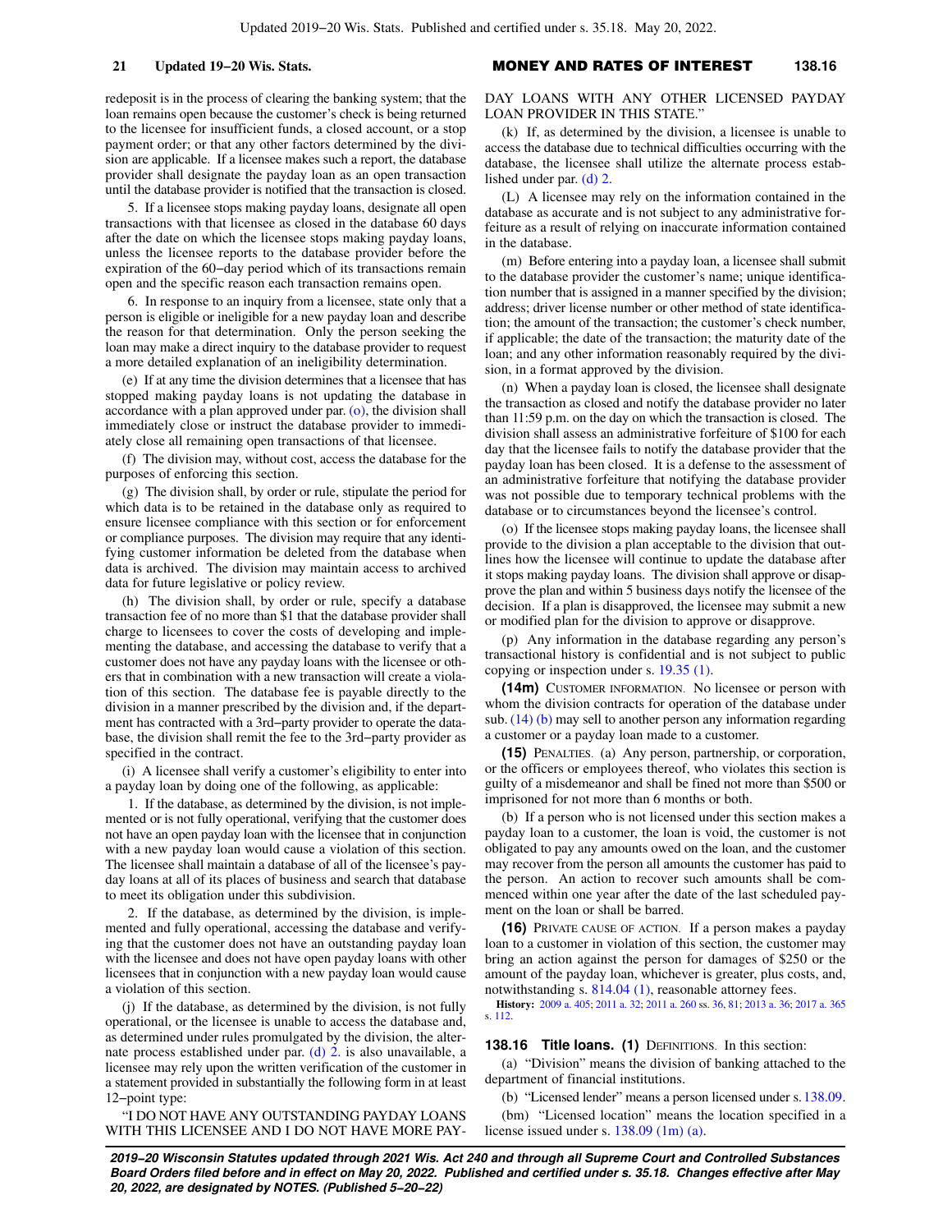redeposit is in the process of clearing the banking system; that the loan remains open because the customer's check is being returned to the licensee for insufficient funds, a closed account, or a stop payment order; or that any other factors determined by the division are applicable. If a licensee makes such a report, the database provider shall designate the payday loan as an open transaction until the database provider is notified that the transaction is closed.

5. If a licensee stops making payday loans, designate all open transactions with that licensee as closed in the database 60 days after the date on which the licensee stops making payday loans, unless the licensee reports to the database provider before the expiration of the 60−day period which of its transactions remain open and the specific reason each transaction remains open.

6. In response to an inquiry from a licensee, state only that a person is eligible or ineligible for a new payday loan and describe the reason for that determination. Only the person seeking the loan may make a direct inquiry to the database provider to request a more detailed explanation of an ineligibility determination.

(e) If at any time the division determines that a licensee that has stopped making payday loans is not updating the database in accordance with a plan approved under par. (o), the division shall immediately close or instruct the database provider to immediately close all remaining open transactions of that licensee.

(f) The division may, without cost, access the database for the purposes of enforcing this section.

(g) The division shall, by order or rule, stipulate the period for which data is to be retained in the database only as required to ensure licensee compliance with this section or for enforcement or compliance purposes. The division may require that any identifying customer information be deleted from the database when data is archived. The division may maintain access to archived data for future legislative or policy review.

(h) The division shall, by order or rule, specify a database transaction fee of no more than $1 that the database provider shall charge to licensees to cover the costs of developing and implementing the database, and accessing the database to verify that a customer does not have any payday loans with the licensee or others that in combination with a new transaction will create a violation of this section. The database fee is payable directly to the division in a manner prescribed by the division and, if the department has contracted with a 3rd−party provider to operate the database, the division shall remit the fee to the 3rd−party provider as specified in the contract.

(i) A licensee shall verify a customer's eligibility to enter into a payday loan by doing one of the following, as applicable:

1. If the database, as determined by the division, is not implemented or is not fully operational, verifying that the customer does not have an open payday loan with the licensee that in conjunction with a new payday loan would cause a violation of this section. The licensee shall maintain a database of all of the licensee's payday loans at all of its places of business and search that database to meet its obligation under this subdivision.

2. If the database, as determined by the division, is implemented and fully operational, accessing the database and verifying that the customer does not have an outstanding payday loan with the licensee and does not have open payday loans with other licensees that in conjunction with a new payday loan would cause a violation of this section.

(j) If the database, as determined by the division, is not fully operational, or the licensee is unable to access the database and, as determined under rules promulgated by the division, the alternate process established under par. (d) 2. is also unavailable, a licensee may rely upon the written verification of the customer in a statement provided in substantially the following form in at least 12−point type:

"I DO NOT HAVE ANY OUTSTANDING PAYDAY LOANS WITH THIS LICENSEE AND I DO NOT HAVE MORE PAYDAY LOANS WITH ANY OTHER LICENSED PAYDAY LOAN PROVIDER IN THIS STATE."

(k) If, as determined by the division, a licensee is unable to access the database due to technical difficulties occurring with the database, the licensee shall utilize the alternate process established under par. (d) 2.

(L) A licensee may rely on the information contained in the database as accurate and is not subject to any administrative forfeiture as a result of relying on inaccurate information contained in the database.

(m) Before entering into a payday loan, a licensee shall submit to the database provider the customer's name; unique identification number that is assigned in a manner specified by the division; address; driver license number or other method of state identification; the amount of the transaction; the customer's check number, if applicable; the date of the transaction; the maturity date of the loan; and any other information reasonably required by the division, in a format approved by the division.

(n) When a payday loan is closed, the licensee shall designate the transaction as closed and notify the database provider no later than 11:59 p.m. on the day on which the transaction is closed. The division shall assess an administrative forfeiture of $100 for each day that the licensee fails to notify the database provider that the payday loan has been closed. It is a defense to the assessment of an administrative forfeiture that notifying the database provider was not possible due to temporary technical problems with the database or to circumstances beyond the licensee's control.

(o) If the licensee stops making payday loans, the licensee shall provide to the division a plan acceptable to the division that outlines how the licensee will continue to update the database after it stops making payday loans. The division shall approve or disapprove the plan and within 5 business days notify the licensee of the decision. If a plan is disapproved, the licensee may submit a new or modified plan for the division to approve or disapprove.

(p) Any information in the database regarding any person's transactional history is confidential and is not subject to public copying or inspection under s. 19.35 (1).

**(14m)** CUSTOMER INFORMATION. No licensee or person with whom the division contracts for operation of the database under sub. (14) (b) may sell to another person any information regarding a customer or a payday loan made to a customer.

**(15)** PENALTIES. (a) Any person, partnership, or corporation, or the officers or employees thereof, who violates this section is guilty of a misdemeanor and shall be fined not more than $500 or imprisoned for not more than 6 months or both.

(b) If a person who is not licensed under this section makes a payday loan to a customer, the loan is void, the customer is not obligated to pay any amounts owed on the loan, and the customer may recover from the person all amounts the customer has paid to the person. An action to recover such amounts shall be commenced within one year after the date of the last scheduled payment on the loan or shall be barred.

**(16)** PRIVATE CAUSE OF ACTION. If a person makes a payday loan to a customer in violation of this section, the customer may bring an action against the person for damages of $250 or the amount of the payday loan, whichever is greater, plus costs, and, notwithstanding s. 814.04 (1), reasonable attorney fees.

**History:** 2009 a. 405; 2011 a. 32; 2011 a. 260 ss. 36, 81; 2013 a. 36; 2017 a. 365 s. 112.

## 138.16 Title loans.

**(1)** DEFINITIONS. In this section:

(a) "Division" means the division of banking attached to the department of financial institutions.

(b) "Licensed lender" means a person licensed under s. 138.09.

(bm) "Licensed location" means the location specified in a license issued under s. 138.09 (1m) (a).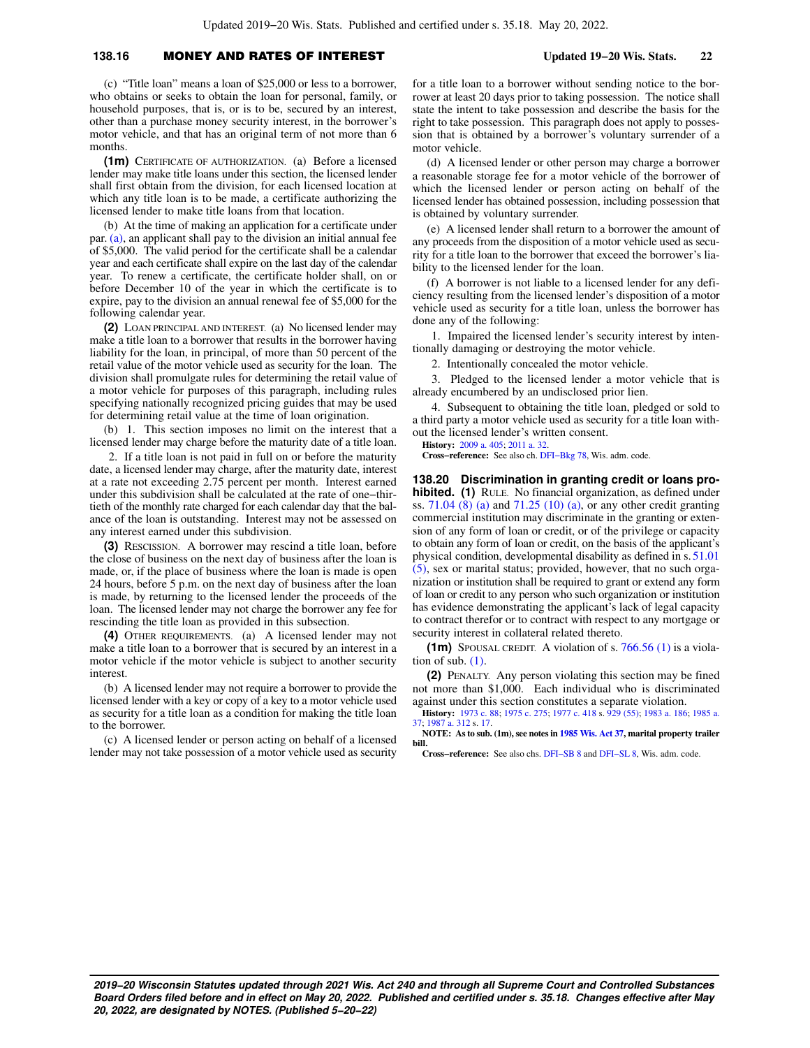(c) "Title loan" means a loan of $25,000 or less to a borrower, who obtains or seeks to obtain the loan for personal, family, or household purposes, that is, or is to be, secured by an interest, other than a purchase money security interest, in the borrower's motor vehicle, and that has an original term of not more than 6 months.

**(1m)** CERTIFICATE OF AUTHORIZATION. (a) Before a licensed lender may make title loans under this section, the licensed lender shall first obtain from the division, for each licensed location at which any title loan is to be made, a certificate authorizing the licensed lender to make title loans from that location.

(b) At the time of making an application for a certificate under par. (a), an applicant shall pay to the division an initial annual fee of $5,000. The valid period for the certificate shall be a calendar year and each certificate shall expire on the last day of the calendar year. To renew a certificate, the certificate holder shall, on or before December 10 of the year in which the certificate is to expire, pay to the division an annual renewal fee of $5,000 for the following calendar year.

**(2)** LOAN PRINCIPAL AND INTEREST. (a) No licensed lender may make a title loan to a borrower that results in the borrower having liability for the loan, in principal, of more than 50 percent of the retail value of the motor vehicle used as security for the loan. The division shall promulgate rules for determining the retail value of a motor vehicle for purposes of this paragraph, including rules specifying nationally recognized pricing guides that may be used for determining retail value at the time of loan origination.

(b) 1. This section imposes no limit on the interest that a licensed lender may charge before the maturity date of a title loan.

2. If a title loan is not paid in full on or before the maturity date, a licensed lender may charge, after the maturity date, interest at a rate not exceeding 2.75 percent per month. Interest earned under this subdivision shall be calculated at the rate of one−thirtieth of the monthly rate charged for each calendar day that the balance of the loan is outstanding. Interest may not be assessed on any interest earned under this subdivision.

**(3)** RESCISSION. A borrower may rescind a title loan, before the close of business on the next day of business after the loan is made, or, if the place of business where the loan is made is open 24 hours, before 5 p.m. on the next day of business after the loan is made, by returning to the licensed lender the proceeds of the loan. The licensed lender may not charge the borrower any fee for rescinding the title loan as provided in this subsection.

**(4)** OTHER REQUIREMENTS. (a) A licensed lender may not make a title loan to a borrower that is secured by an interest in a motor vehicle if the motor vehicle is subject to another security interest.

(b) A licensed lender may not require a borrower to provide the licensed lender with a key or copy of a key to a motor vehicle used as security for a title loan as a condition for making the title loan to the borrower.

(c) A licensed lender or person acting on behalf of a licensed lender may not take possession of a motor vehicle used as security for a title loan to a borrower without sending notice to the borrower at least 20 days prior to taking possession. The notice shall state the intent to take possession and describe the basis for the right to take possession. This paragraph does not apply to possession that is obtained by a borrower's voluntary surrender of a motor vehicle.

(d) A licensed lender or other person may charge a borrower a reasonable storage fee for a motor vehicle of the borrower of which the licensed lender or person acting on behalf of the licensed lender has obtained possession, including possession that is obtained by voluntary surrender.

(e) A licensed lender shall return to a borrower the amount of any proceeds from the disposition of a motor vehicle used as security for a title loan to the borrower that exceed the borrower's liability to the licensed lender for the loan.

(f) A borrower is not liable to a licensed lender for any deficiency resulting from the licensed lender's disposition of a motor vehicle used as security for a title loan, unless the borrower has done any of the following:

1. Impaired the licensed lender's security interest by intentionally damaging or destroying the motor vehicle.

2. Intentionally concealed the motor vehicle.

3. Pledged to the licensed lender a motor vehicle that is already encumbered by an undisclosed prior lien.

4. Subsequent to obtaining the title loan, pledged or sold to a third party a motor vehicle used as security for a title loan without the licensed lender's written consent.

**History:** 2009 a. 405; 2011 a. 32.

**Cross−reference:** See also ch. DFI−Bkg 78, Wis. adm. code.

**138.20 Discrimination in granting credit or loans prohibited. (1)** RULE. No financial organization, as defined under ss. 71.04 (8) (a) and 71.25 (10) (a), or any other credit granting commercial institution may discriminate in the granting or extension of any form of loan or credit, or of the privilege or capacity to obtain any form of loan or credit, on the basis of the applicant's physical condition, developmental disability as defined in s. 51.01 (5), sex or marital status; provided, however, that no such organization or institution shall be required to grant or extend any form of loan or credit to any person who such organization or institution has evidence demonstrating the applicant's lack of legal capacity to contract therefor or to contract with respect to any mortgage or security interest in collateral related thereto.

**(1m)** SPOUSAL CREDIT. A violation of s. 766.56 (1) is a violation of sub. (1).

**(2)** PENALTY. Any person violating this section may be fined not more than $1,000. Each individual who is discriminated against under this section constitutes a separate violation.

**History:** 1973 c. 88; 1975 c. 275; 1977 c. 418 s. 929 (55); 1983 a. 186; 1985 a. 37; 1987 a. 312 s. 17.

**NOTE: As to sub. (1m), see notes in 1985 Wis. Act 37, marital property trailer bill.**

**Cross−reference:** See also chs. DFI−SB 8 and DFI−SL 8, Wis. adm. code.